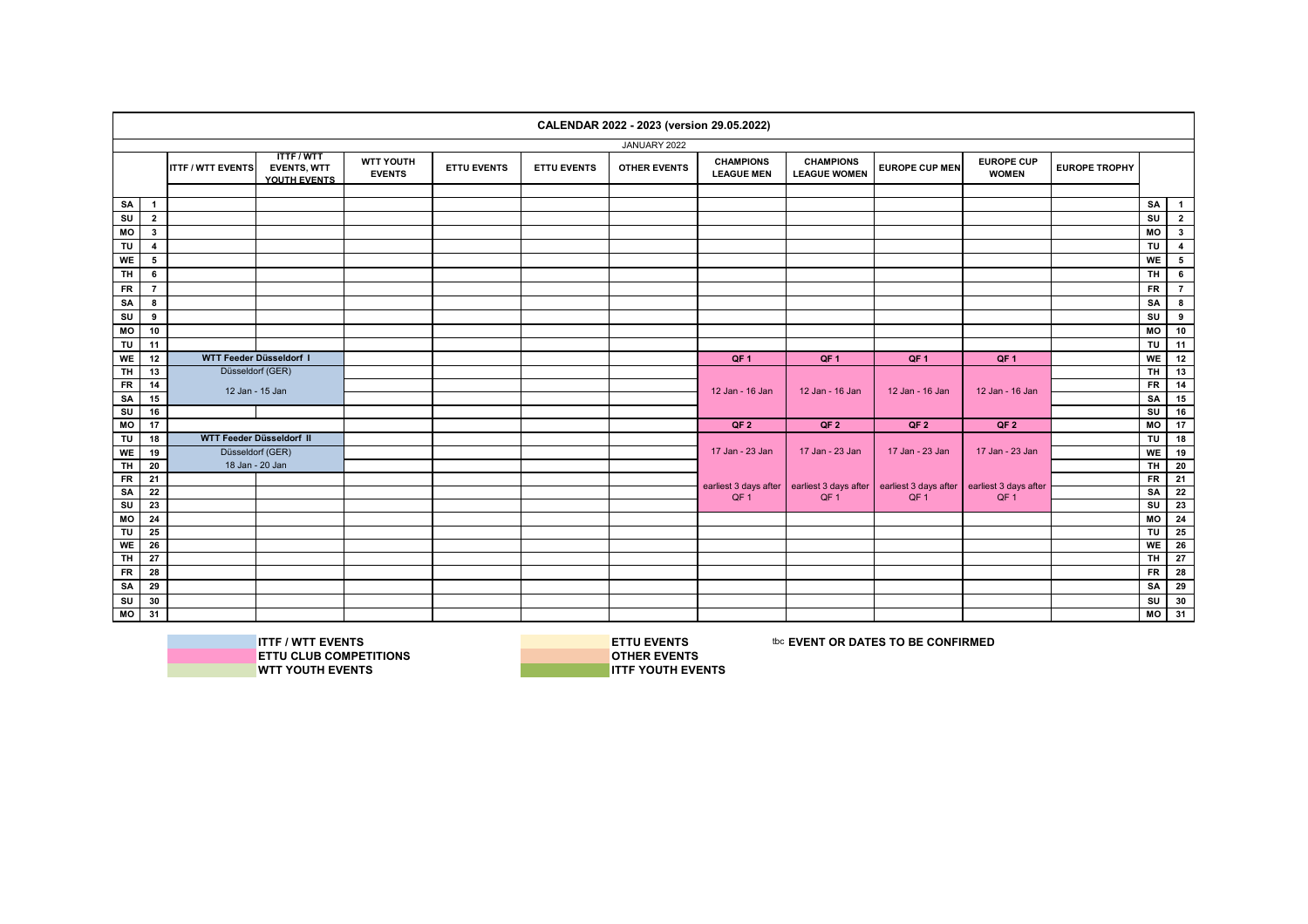# CALENDAR 2022 - 2023 (version 29.05.2022)

## JANUARY 2022

| | | ITTF / WTT EVENTS | ITTF / WTT EVENTS, WTT YOUTH EVENTS | WTT YOUTH EVENTS | ETTU EVENTS | ETTU EVENTS | OTHER EVENTS | CHAMPIONS LEAGUE MEN | CHAMPIONS LEAGUE WOMEN | EUROPE CUP MEN | EUROPE CUP WOMEN | EUROPE TROPHY | | |
|---|---|---|---|---|---|---|---|---|---|---|---|---|---|---|
| SA | 1 | | | | | | | | | | | | SA | 1 |
| SU | 2 | | | | | | | | | | | | SU | 2 |
| MO | 3 | | | | | | | | | | | | MO | 3 |
| TU | 4 | | | | | | | | | | | | TU | 4 |
| WE | 5 | | | | | | | | | | | | WE | 5 |
| TH | 6 | | | | | | | | | | | | TH | 6 |
| FR | 7 | | | | | | | | | | | | FR | 7 |
| SA | 8 | | | | | | | | | | | | SA | 8 |
| SU | 9 | | | | | | | | | | | | SU | 9 |
| MO | 10 | | | | | | | | | | | | MO | 10 |
| TU | 11 | | | | | | | | | | | | TU | 11 |
| WE | 12 | **WTT Feeder Düsseldorf I** | | | | | | **QF 1** | **QF 1** | **QF 1** | **QF 1** | | WE | 12 |
| TH | 13 | Düsseldorf (GER) | | | | | | | | | | | TH | 13 |
| FR | 14 | 12 Jan - 15 Jan | | | | | | 12 Jan - 16 Jan | 12 Jan - 16 Jan | 12 Jan - 16 Jan | 12 Jan - 16 Jan | | FR | 14 |
| SA | 15 | | | | | | | | | | | | SA | 15 |
| SU | 16 | | | | | | | | | | | | SU | 16 |
| MO | 17 | | | | | | | **QF 2** | **QF 2** | **QF 2** | **QF 2** | | MO | 17 |
| TU | 18 | **WTT Feeder Düsseldorf II** | | | | | | | | | | | TU | 18 |
| WE | 19 | Düsseldorf (GER) | | | | | | 17 Jan - 23 Jan | 17 Jan - 23 Jan | 17 Jan - 23 Jan | 17 Jan - 23 Jan | | WE | 19 |
| TH | 20 | 18 Jan - 20 Jan | | | | | | | | | | | TH | 20 |
| FR | 21 | | | | | | | earliest 3 days after QF 1 | earliest 3 days after QF 1 | earliest 3 days after QF 1 | earliest 3 days after QF 1 | | FR | 21 |
| SA | 22 | | | | | | | | | | | | SA | 22 |
| SU | 23 | | | | | | | | | | | | SU | 23 |
| MO | 24 | | | | | | | | | | | | MO | 24 |
| TU | 25 | | | | | | | | | | | | TU | 25 |
| WE | 26 | | | | | | | | | | | | WE | 26 |
| TH | 27 | | | | | | | | | | | | TH | 27 |
| FR | 28 | | | | | | | | | | | | FR | 28 |
| SA | 29 | | | | | | | | | | | | SA | 29 |
| SU | 30 | | | | | | | | | | | | SU | 30 |
| MO | 31 | | | | | | | | | | | | MO | 31 |

**Legend:**

- **ITTF / WTT EVENTS**
- **ETTU CLUB COMPETITIONS**
- **WTT YOUTH EVENTS**
- **ETTU EVENTS**
- **OTHER EVENTS**
- **ITTF YOUTH EVENTS**
- tbc **EVENT OR DATES TO BE CONFIRMED**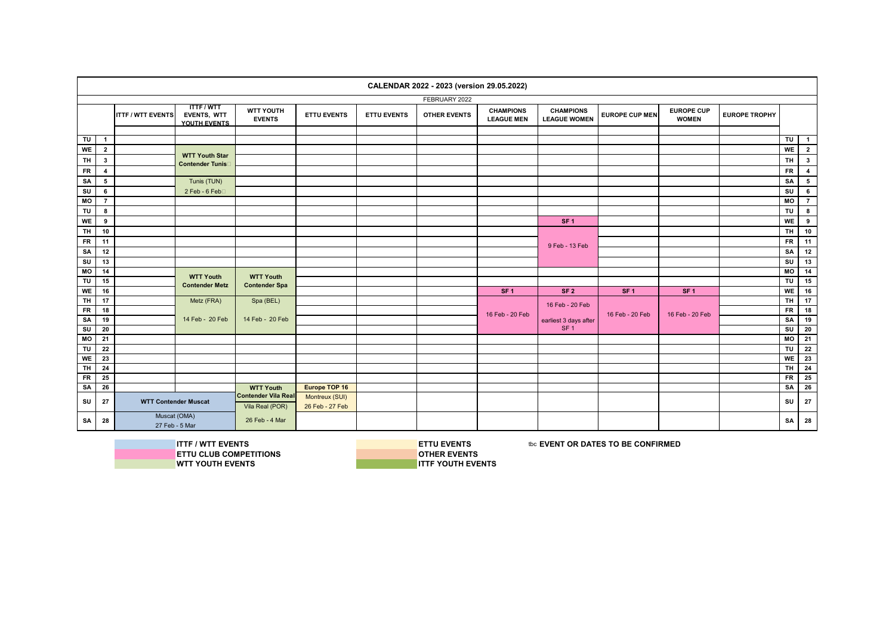# CALENDAR 2022 - 2023 (version 29.05.2022)

## FEBRUARY 2022

| | | ITTF / WTT EVENTS | ITTF / WTT EVENTS, WTT YOUTH EVENTS | WTT YOUTH EVENTS | ETTU EVENTS | ETTU EVENTS | OTHER EVENTS | CHAMPIONS LEAGUE MEN | CHAMPIONS LEAGUE WOMEN | EUROPE CUP MEN | EUROPE CUP WOMEN | EUROPE TROPHY | | |
|---|---|---|---|---|---|---|---|---|---|---|---|---|---|---|
| TU | 1 | | | | | | | | | | | | TU | 1 |
| WE | 2 | | WTT Youth Star Contender Tunis | | | | | | | | | | WE | 2 |
| TH | 3 | | | | | | | | | | | | TH | 3 |
| FR | 4 | | | | | | | | | | | | FR | 4 |
| SA | 5 | | Tunis (TUN) | | | | | | | | | | SA | 5 |
| SU | 6 | | 2 Feb - 6 Feb | | | | | | | | | | SU | 6 |
| MO | 7 | | | | | | | | | | | | MO | 7 |
| TU | 8 | | | | | | | | | | | | TU | 8 |
| WE | 9 | | | | | | | | SF 1 | | | | WE | 9 |
| TH | 10 | | | | | | | | | | | | TH | 10 |
| FR | 11 | | | | | | | | 9 Feb - 13 Feb | | | | FR | 11 |
| SA | 12 | | | | | | | | | | | | SA | 12 |
| SU | 13 | | | | | | | | | | | | SU | 13 |
| MO | 14 | | WTT Youth Contender Metz | WTT Youth Contender Spa | | | | | | | | | MO | 14 |
| TU | 15 | | | | | | | | | | | | TU | 15 |
| WE | 16 | | | | | | | SF 1 | SF 2 | SF 1 | SF 1 | | WE | 16 |
| TH | 17 | | Metz (FRA) | Spa (BEL) | | | | | 16 Feb - 20 Feb | | | | TH | 17 |
| FR | 18 | | | | | | | 16 Feb - 20 Feb | | 16 Feb - 20 Feb | 16 Feb - 20 Feb | | FR | 18 |
| SA | 19 | | 14 Feb - 20 Feb | 14 Feb - 20 Feb | | | | | earliest 3 days after SF 1 | | | | SA | 19 |
| SU | 20 | | | | | | | | | | | | SU | 20 |
| MO | 21 | | | | | | | | | | | | MO | 21 |
| TU | 22 | | | | | | | | | | | | TU | 22 |
| WE | 23 | | | | | | | | | | | | WE | 23 |
| TH | 24 | | | | | | | | | | | | TH | 24 |
| FR | 25 | | | | | | | | | | | | FR | 25 |
| SA | 26 | | | WTT Youth Contender Vila Real | Europe TOP 16 | | | | | | | | SA | 26 |
| SU | 27 | WTT Contender Muscat | | Vila Real (POR) | Montreux (SUI) | | | | | | | | SU | 27 |
| SA | 28 | Muscat (OMA) 27 Feb - 5 Mar | | 26 Feb - 4 Mar | 26 Feb - 27 Feb | | | | | | | | SA | 28 |

**Legend:**

- ITTF / WTT EVENTS
- ETTU CLUB COMPETITIONS
- WTT YOUTH EVENTS
- ETTU EVENTS
- OTHER EVENTS
- ITTF YOUTH EVENTS
- tbc **EVENT OR DATES TO BE CONFIRMED**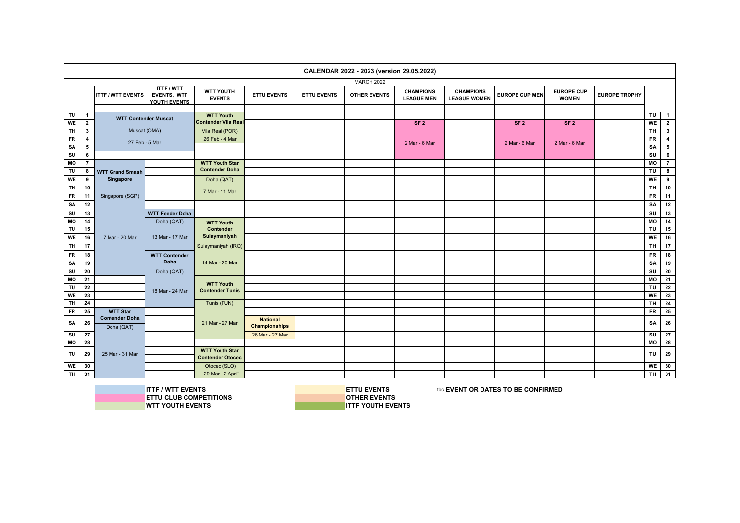# CALENDAR 2022 - 2023 (version 29.05.2022)

## MARCH 2022

| | | ITTF / WTT EVENTS | ITTF / WTT EVENTS, WTT YOUTH EVENTS | WTT YOUTH EVENTS | ETTU EVENTS | ETTU EVENTS | OTHER EVENTS | CHAMPIONS LEAGUE MEN | CHAMPIONS LEAGUE WOMEN | EUROPE CUP MEN | EUROPE CUP WOMEN | EUROPE TROPHY | | |
|---|---|---|---|---|---|---|---|---|---|---|---|---|---|---|
| TU | 1 | **WTT Contender Muscat** | | **WTT Youth Contender Vila Real** | | | | | | | | | TU | 1 |
| WE | 2 | | | | | | | **SF 2** | | **SF 2** | **SF 2** | | WE | 2 |
| TH | 3 | Muscat (OMA) | | Vila Real (POR) | | | | | | | | | TH | 3 |
| FR | 4 | 27 Feb - 5 Mar | | 26 Feb - 4 Mar | | | | 2 Mar - 6 Mar | | 2 Mar - 6 Mar | 2 Mar - 6 Mar | | FR | 4 |
| SA | 5 | | | | | | | | | | | | SA | 5 |
| SU | 6 | | | | | | | | | | | | SU | 6 |
| MO | 7 | | | **WTT Youth Star Contender Doha** | | | | | | | | | MO | 7 |
| TU | 8 | **WTT Grand Smash Singapore** | | | | | | | | | | | TU | 8 |
| WE | 9 | | | Doha (QAT) | | | | | | | | | WE | 9 |
| TH | 10 | | | 7 Mar - 11 Mar | | | | | | | | | TH | 10 |
| FR | 11 | Singapore (SGP) | | | | | | | | | | | FR | 11 |
| SA | 12 | | | | | | | | | | | | SA | 12 |
| SU | 13 | | **WTT Feeder Doha** | | | | | | | | | | SU | 13 |
| MO | 14 | | Doha (QAT) | **WTT Youth Contender Sulaymaniyah** | | | | | | | | | MO | 14 |
| TU | 15 | | | | | | | | | | | | TU | 15 |
| WE | 16 | 7 Mar - 20 Mar | 13 Mar - 17 Mar | | | | | | | | | | WE | 16 |
| TH | 17 | | | Sulaymaniyah (IRQ) | | | | | | | | | TH | 17 |
| FR | 18 | | **WTT Contender Doha** | | | | | | | | | | FR | 18 |
| SA | 19 | | | 14 Mar - 20 Mar | | | | | | | | | SA | 19 |
| SU | 20 | | Doha (QAT) | | | | | | | | | | SU | 20 |
| MO | 21 | | | **WTT Youth Contender Tunis** | | | | | | | | | MO | 21 |
| TU | 22 | | 18 Mar - 24 Mar | | | | | | | | | | TU | 22 |
| WE | 23 | | | | | | | | | | | | WE | 23 |
| TH | 24 | | | Tunis (TUN) | | | | | | | | | TH | 24 |
| FR | 25 | **WTT Star Contender Doha** | | | | | | | | | | | FR | 25 |
| SA | 26 | Doha (QAT) | | 21 Mar - 27 Mar | **National Championships** | | | | | | | | SA | 26 |
| SU | 27 | | | | 26 Mar - 27 Mar | | | | | | | | SU | 27 |
| MO | 28 | | | | | | | | | | | | MO | 28 |
| TU | 29 | 25 Mar - 31 Mar | | **WTT Youth Star Contender Otocec** | | | | | | | | | TU | 29 |
| WE | 30 | | | Otocec (SLO) | | | | | | | | | WE | 30 |
| TH | 31 | | | 29 Mar - 2 Apr | | | | | | | | | TH | 31 |

**ITTF / WTT EVENTS**
**ETTU CLUB COMPETITIONS**
**WTT YOUTH EVENTS**
**ETTU EVENTS**
**OTHER EVENTS**
**ITTF YOUTH EVENTS**
tbc **EVENT OR DATES TO BE CONFIRMED**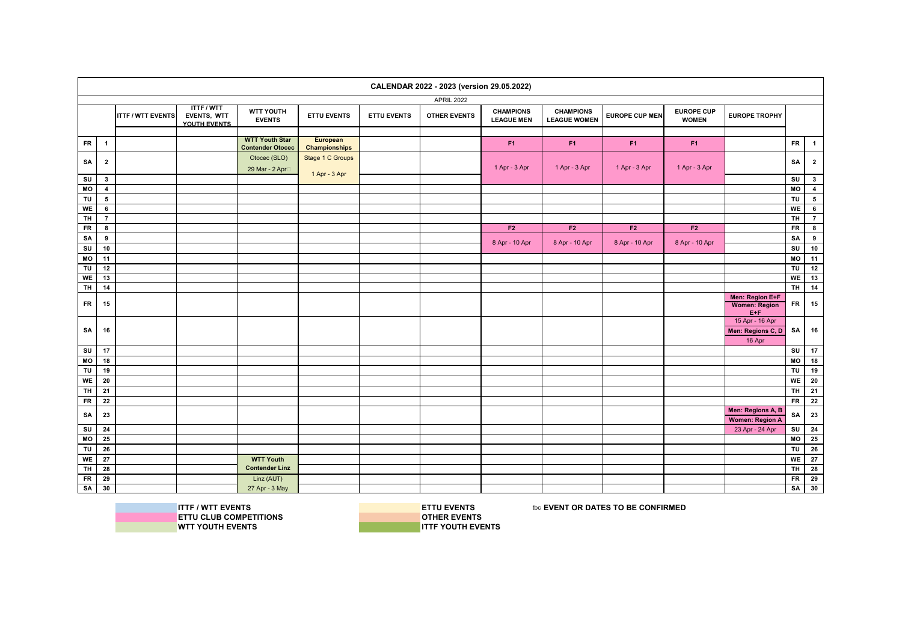# CALENDAR 2022 - 2023 (version 29.05.2022)

## APRIL 2022

| | | ITTF / WTT EVENTS | ITTF / WTT EVENTS, WTT YOUTH EVENTS | WTT YOUTH EVENTS | ETTU EVENTS | ETTU EVENTS | OTHER EVENTS | CHAMPIONS LEAGUE MEN | CHAMPIONS LEAGUE WOMEN | EUROPE CUP MEN | EUROPE CUP WOMEN | EUROPE TROPHY | | |
|---|---|---|---|---|---|---|---|---|---|---|---|---|---|---|
| FR | 1 | | | **WTT Youth Star Contender Otocec** | **European Championships** | | | **F1** | **F1** | **F1** | **F1** | | FR | 1 |
| SA | 2 | | | Otocec (SLO) 29 Mar - 2 Apr | Stage 1 C Groups 1 Apr - 3 Apr | | | 1 Apr - 3 Apr | 1 Apr - 3 Apr | 1 Apr - 3 Apr | 1 Apr - 3 Apr | | SA | 2 |
| SU | 3 | | | | | | | | | | | | SU | 3 |
| MO | 4 | | | | | | | | | | | | MO | 4 |
| TU | 5 | | | | | | | | | | | | TU | 5 |
| WE | 6 | | | | | | | | | | | | WE | 6 |
| TH | 7 | | | | | | | | | | | | TH | 7 |
| FR | 8 | | | | | | | **F2** | **F2** | **F2** | **F2** | | FR | 8 |
| SA | 9 | | | | | | | 8 Apr - 10 Apr | 8 Apr - 10 Apr | 8 Apr - 10 Apr | 8 Apr - 10 Apr | | SA | 9 |
| SU | 10 | | | | | | | | | | | | SU | 10 |
| MO | 11 | | | | | | | | | | | | MO | 11 |
| TU | 12 | | | | | | | | | | | | TU | 12 |
| WE | 13 | | | | | | | | | | | | WE | 13 |
| TH | 14 | | | | | | | | | | | | TH | 14 |
| FR | 15 | | | | | | | | | | | **Men: Region E+F** **Women: Region E+F** | FR | 15 |
| SA | 16 | | | | | | | | | | | 15 Apr - 16 Apr **Men: Regions C, D** 16 Apr | SA | 16 |
| SU | 17 | | | | | | | | | | | | SU | 17 |
| MO | 18 | | | | | | | | | | | | MO | 18 |
| TU | 19 | | | | | | | | | | | | TU | 19 |
| WE | 20 | | | | | | | | | | | | WE | 20 |
| TH | 21 | | | | | | | | | | | | TH | 21 |
| FR | 22 | | | | | | | | | | | | FR | 22 |
| SA | 23 | | | | | | | | | | | **Men: Regions A, B** **Women: Region A** | SA | 23 |
| SU | 24 | | | | | | | | | | | 23 Apr - 24 Apr | SU | 24 |
| MO | 25 | | | | | | | | | | | | MO | 25 |
| TU | 26 | | | | | | | | | | | | TU | 26 |
| WE | 27 | | | **WTT Youth Contender Linz** | | | | | | | | | WE | 27 |
| TH | 28 | | | | | | | | | | | | TH | 28 |
| FR | 29 | | | Linz (AUT) | | | | | | | | | FR | 29 |
| SA | 30 | | | 27 Apr - 3 May | | | | | | | | | SA | 30 |

**ITTF / WTT EVENTS**
**ETTU CLUB COMPETITIONS**
**WTT YOUTH EVENTS**
**ETTU EVENTS**
**OTHER EVENTS**
**ITTF YOUTH EVENTS**

tbc **EVENT OR DATES TO BE CONFIRMED**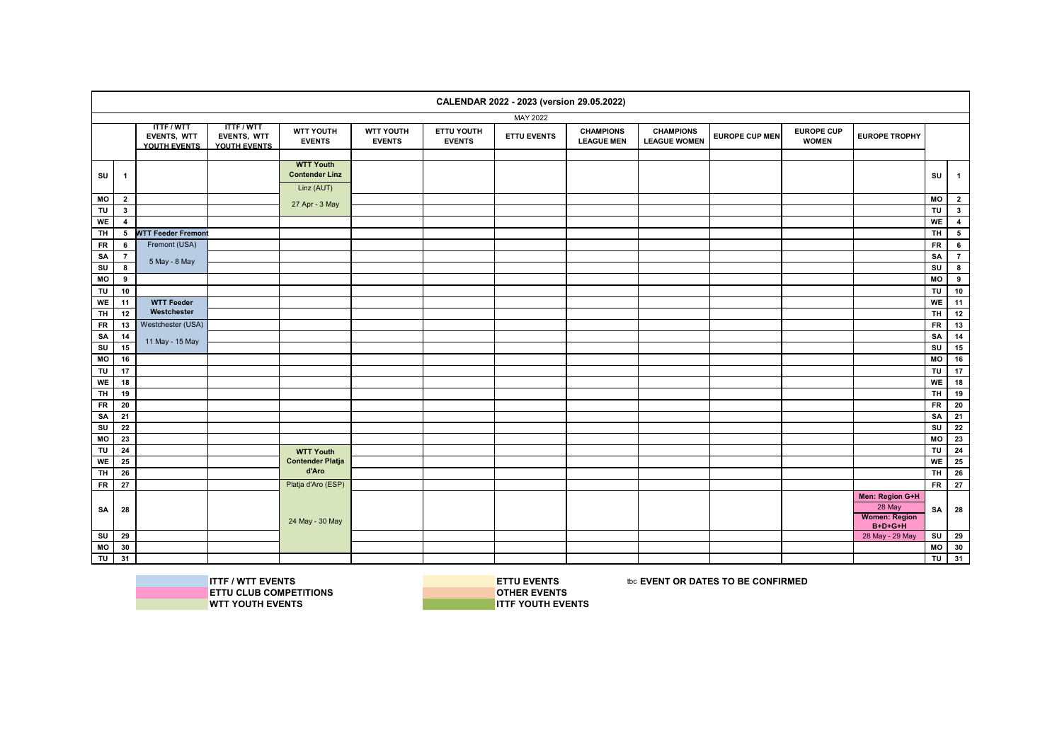# CALENDAR 2022 - 2023 (version 29.05.2022)

## MAY 2022

| | | ITTF / WTT EVENTS, WTT YOUTH EVENTS | ITTF / WTT EVENTS, WTT YOUTH EVENTS | WTT YOUTH EVENTS | WTT YOUTH EVENTS | ETTU YOUTH EVENTS | ETTU EVENTS | CHAMPIONS LEAGUE MEN | CHAMPIONS LEAGUE WOMEN | EUROPE CUP MEN | EUROPE CUP WOMEN | EUROPE TROPHY | | |
|---|---|---|---|---|---|---|---|---|---|---|---|---|---|---|
| SU | 1 | | | WTT Youth Contender Linz Linz (AUT) | | | | | | | | | SU | 1 |
| MO | 2 | | | 27 Apr - 3 May | | | | | | | | | MO | 2 |
| TU | 3 | | | | | | | | | | | | TU | 3 |
| WE | 4 | | | | | | | | | | | | WE | 4 |
| TH | 5 | WTT Feeder Fremont | | | | | | | | | | | TH | 5 |
| FR | 6 | Fremont (USA) | | | | | | | | | | | FR | 6 |
| SA | 7 | 5 May - 8 May | | | | | | | | | | | SA | 7 |
| SU | 8 | | | | | | | | | | | | SU | 8 |
| MO | 9 | | | | | | | | | | | | MO | 9 |
| TU | 10 | | | | | | | | | | | | TU | 10 |
| WE | 11 | WTT Feeder Westchester | | | | | | | | | | | WE | 11 |
| TH | 12 | | | | | | | | | | | | TH | 12 |
| FR | 13 | Westchester (USA) | | | | | | | | | | | FR | 13 |
| SA | 14 | 11 May - 15 May | | | | | | | | | | | SA | 14 |
| SU | 15 | | | | | | | | | | | | SU | 15 |
| MO | 16 | | | | | | | | | | | | MO | 16 |
| TU | 17 | | | | | | | | | | | | TU | 17 |
| WE | 18 | | | | | | | | | | | | WE | 18 |
| TH | 19 | | | | | | | | | | | | TH | 19 |
| FR | 20 | | | | | | | | | | | | FR | 20 |
| SA | 21 | | | | | | | | | | | | SA | 21 |
| SU | 22 | | | | | | | | | | | | SU | 22 |
| MO | 23 | | | | | | | | | | | | MO | 23 |
| TU | 24 | | | WTT Youth Contender Platja d'Aro | | | | | | | | | TU | 24 |
| WE | 25 | | | | | | | | | | | | WE | 25 |
| TH | 26 | | | | | | | | | | | | TH | 26 |
| FR | 27 | | | Platja d'Aro (ESP) | | | | | | | | | FR | 27 |
| SA | 28 | | | 24 May - 30 May | | | | | | | | Men: Region G+H 28 May Women: Region B+D+G+H | SA | 28 |
| SU | 29 | | | | | | | | | | | 28 May - 29 May | SU | 29 |
| MO | 30 | | | | | | | | | | | | MO | 30 |
| TU | 31 | | | | | | | | | | | | TU | 31 |

ITTF / WTT EVENTS
ETTU CLUB COMPETITIONS
WTT YOUTH EVENTS
ETTU EVENTS
OTHER EVENTS
ITTF YOUTH EVENTS
tbc EVENT OR DATES TO BE CONFIRMED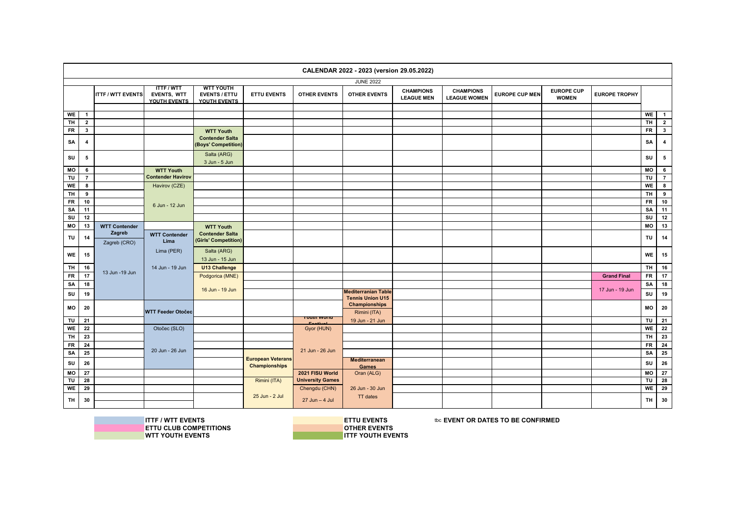# CALENDAR 2022 - 2023 (version 29.05.2022)

## JUNE 2022

| | | ITTF / WTT EVENTS | ITTF / WTT EVENTS, WTT YOUTH EVENTS | WTT YOUTH EVENTS / ETTU YOUTH EVENTS | ETTU EVENTS | OTHER EVENTS | OTHER EVENTS | CHAMPIONS LEAGUE MEN | CHAMPIONS LEAGUE WOMEN | EUROPE CUP MEN | EUROPE CUP WOMEN | EUROPE TROPHY | | |
|---|---|---|---|---|---|---|---|---|---|---|---|---|---|---|
| WE | 1 | | | | | | | | | | | | WE | 1 |
| TH | 2 | | | | | | | | | | | | TH | 2 |
| FR | 3 | | | WTT Youth | | | | | | | | | FR | 3 |
| SA | 4 | | | Contender Salta (Boys' Competition) | | | | | | | | | SA | 4 |
| SU | 5 | | | Salta (ARG) 3 Jun - 5 Jun | | | | | | | | | SU | 5 |
| MO | 6 | | WTT Youth | | | | | | | | | | MO | 6 |
| TU | 7 | | Contender Havirov | | | | | | | | | | TU | 7 |
| WE | 8 | | Havirov (CZE) | | | | | | | | | | WE | 8 |
| TH | 9 | | | | | | | | | | | | TH | 9 |
| FR | 10 | | 6 Jun - 12 Jun | | | | | | | | | | FR | 10 |
| SA | 11 | | | | | | | | | | | | SA | 11 |
| SU | 12 | | | | | | | | | | | | SU | 12 |
| MO | 13 | WTT Contender | | WTT Youth | | | | | | | | | MO | 13 |
| TU | 14 | Zagreb Zagreb (CRO) | WTT Contender Lima | Contender Salta (Girls' Competition) | | | | | | | | | TU | 14 |
| WE | 15 | | Lima (PER) | Salta (ARG) 13 Jun - 15 Jun | | | | | | | | | WE | 15 |
| TH | 16 | 13 Jun -19 Jun | 14 Jun - 19 Jun | U13 Challenge | | | | | | | | | TH | 16 |
| FR | 17 | | | Podgorica (MNE) | | | | | | | | Grand Final | FR | 17 |
| SA | 18 | | | 16 Jun - 19 Jun | | | | | | | | 17 Jun - 19 Jun | SA | 18 |
| SU | 19 | | | | | | Mediterranian Table Tennis Union U15 | | | | | | SU | 19 |
| MO | 20 | | WTT Feeder Otočec | | | | Championships Rimini (ITA) | | | | | | MO | 20 |
| TU | 21 | | | | | Youth World Festival | 19 Jun - 21 Jun | | | | | | TU | 21 |
| WE | 22 | | Otočec (SLO) | | | Gyor (HUN) | | | | | | | WE | 22 |
| TH | 23 | | | | | | | | | | | | TH | 23 |
| FR | 24 | | 20 Jun - 26 Jun | | | 21 Jun - 26 Jun | | | | | | | FR | 24 |
| SA | 25 | | | | European Veterans | | | | | | | | SA | 25 |
| SU | 26 | | | | Championships | | Mediterranean Games | | | | | | SU | 26 |
| MO | 27 | | | | | 2021 FISU World | Oran (ALG) | | | | | | MO | 27 |
| TU | 28 | | | | Rimini (ITA) | University Games | | | | | | | TU | 28 |
| WE | 29 | | | | | Chengdu (CHN) | 26 Jun - 30 Jun | | | | | | WE | 29 |
| TH | 30 | | | | 25 Jun - 2 Jul | 27 Jun – 4 Jul | TT dates | | | | | | TH | 30 |

**Legend:**

- ITTF / WTT EVENTS
- ETTU CLUB COMPETITIONS
- WTT YOUTH EVENTS
- ETTU EVENTS
- OTHER EVENTS
- ITTF YOUTH EVENTS
- tbc **EVENT OR DATES TO BE CONFIRMED**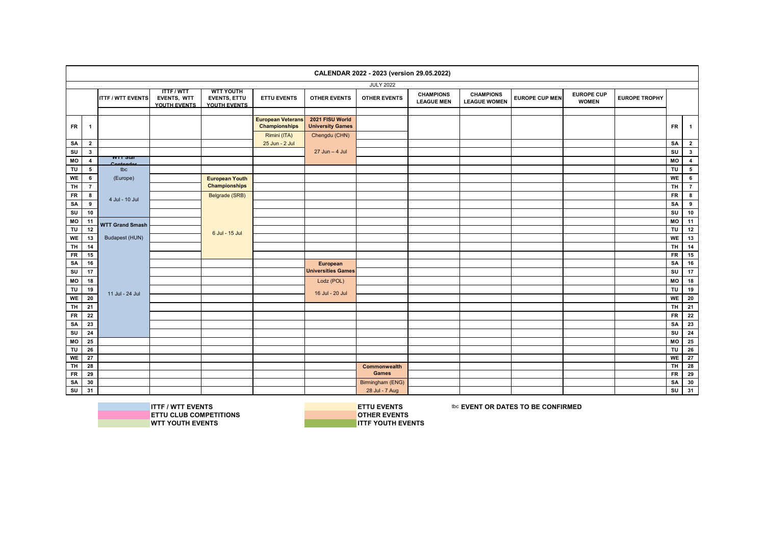# CALENDAR 2022 - 2023 (version 29.05.2022)

## JULY 2022

| | | ITTF / WTT EVENTS | ITTF / WTT EVENTS, WTT YOUTH EVENTS | WTT YOUTH EVENTS, ETTU YOUTH EVENTS | ETTU EVENTS | OTHER EVENTS | OTHER EVENTS | CHAMPIONS LEAGUE MEN | CHAMPIONS LEAGUE WOMEN | EUROPE CUP MEN | EUROPE CUP WOMEN | EUROPE TROPHY | | |
|---|---|---|---|---|---|---|---|---|---|---|---|---|---|---|
| FR | 1 | | | | **European Veterans Championships** Rimini (ITA) | **2021 FISU World University Games** Chengdu (CHN) | | | | | | | FR | 1 |
| SA | 2 | | | | 25 Jun - 2 Jul | | | | | | | | SA | 2 |
| SU | 3 | | | | | 27 Jun – 4 Jul | | | | | | | SU | 3 |
| MO | 4 | **WTT Star Contender** | | | | | | | | | | | MO | 4 |
| TU | 5 | tbc | | | | | | | | | | | TU | 5 |
| WE | 6 | (Europe) | | **European Youth Championships** | | | | | | | | | WE | 6 |
| TH | 7 | | | | | | | | | | | | TH | 7 |
| FR | 8 | 4 Jul - 10 Jul | | Belgrade (SRB) | | | | | | | | | FR | 8 |
| SA | 9 | | | | | | | | | | | | SA | 9 |
| SU | 10 | | | | | | | | | | | | SU | 10 |
| MO | 11 | **WTT Grand Smash** | | | | | | | | | | | MO | 11 |
| TU | 12 | | | 6 Jul - 15 Jul | | | | | | | | | TU | 12 |
| WE | 13 | Budapest (HUN) | | | | | | | | | | | WE | 13 |
| TH | 14 | | | | | | | | | | | | TH | 14 |
| FR | 15 | | | | | | | | | | | | FR | 15 |
| SA | 16 | | | | | **European Universities Games** | | | | | | | SA | 16 |
| SU | 17 | | | | | | | | | | | | SU | 17 |
| MO | 18 | | | | | Lodz (POL) | | | | | | | MO | 18 |
| TU | 19 | | | | | 16 Jul - 20 Jul | | | | | | | TU | 19 |
| WE | 20 | 11 Jul - 24 Jul | | | | | | | | | | | WE | 20 |
| TH | 21 | | | | | | | | | | | | TH | 21 |
| FR | 22 | | | | | | | | | | | | FR | 22 |
| SA | 23 | | | | | | | | | | | | SA | 23 |
| SU | 24 | | | | | | | | | | | | SU | 24 |
| MO | 25 | | | | | | | | | | | | MO | 25 |
| TU | 26 | | | | | | | | | | | | TU | 26 |
| WE | 27 | | | | | | | | | | | | WE | 27 |
| TH | 28 | | | | | | **Commonwealth Games** | | | | | | TH | 28 |
| FR | 29 | | | | | | | | | | | | FR | 29 |
| SA | 30 | | | | | | Birmingham (ENG) | | | | | | SA | 30 |
| SU | 31 | | | | | | 28 Jul - 7 Aug | | | | | | SU | 31 |

**ITTF / WTT EVENTS**
**ETTU CLUB COMPETITIONS**
**WTT YOUTH EVENTS**
**ETTU EVENTS**
**OTHER EVENTS**
**ITTF YOUTH EVENTS**
tbc **EVENT OR DATES TO BE CONFIRMED**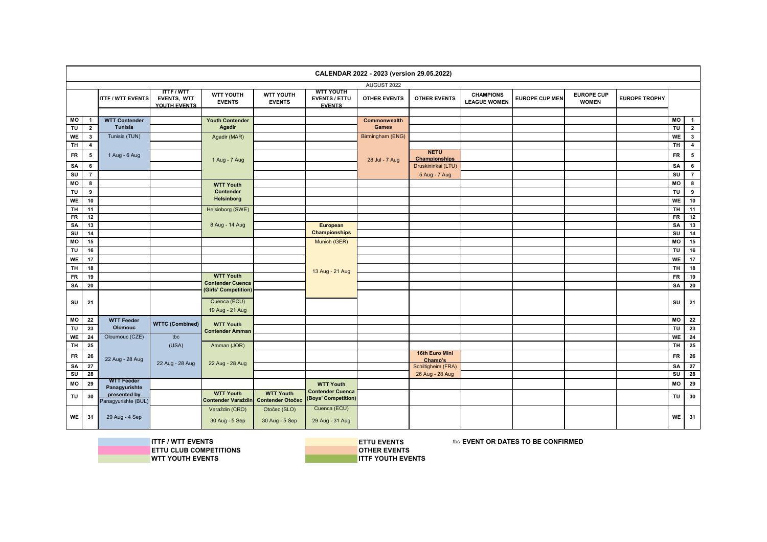# CALENDAR 2022 - 2023 (version 29.05.2022)

## AUGUST 2022

| | | ITTF / WTT EVENTS | ITTF / WTT EVENTS, WTT YOUTH EVENTS | WTT YOUTH EVENTS | WTT YOUTH EVENTS | WTT YOUTH EVENTS / ETTU EVENTS | OTHER EVENTS | OTHER EVENTS | CHAMPIONS LEAGUE WOMEN | EUROPE CUP MEN | EUROPE CUP WOMEN | EUROPE TROPHY | | |
|---|---|---|---|---|---|---|---|---|---|---|---|---|---|---|
| MO | 1 | **WTT Contender** | | **Youth Contender** | | | **Commonwealth** | | | | | | MO | 1 |
| TU | 2 | **Tunisia** | | **Agadir** | | | **Games** | | | | | | TU | 2 |
| WE | 3 | Tunisia (TUN) | | Agadir (MAR) | | | Birmingham (ENG) | | | | | | WE | 3 |
| TH | 4 | | | | | | | | | | | | TH | 4 |
| FR | 5 | 1 Aug - 6 Aug | | 1 Aug - 7 Aug | | | 28 Jul - 7 Aug | **NETU Championships** | | | | | FR | 5 |
| SA | 6 | | | | | | | Druskininkai (LTU) | | | | | SA | 6 |
| SU | 7 | | | | | | | 5 Aug - 7 Aug | | | | | SU | 7 |
| MO | 8 | | | **WTT Youth** | | | | | | | | | MO | 8 |
| TU | 9 | | | **Contender** | | | | | | | | | TU | 9 |
| WE | 10 | | | **Helsinborg** | | | | | | | | | WE | 10 |
| TH | 11 | | | Helsinborg (SWE) | | | | | | | | | TH | 11 |
| FR | 12 | | | | | | | | | | | | FR | 12 |
| SA | 13 | | | 8 Aug - 14 Aug | | **European** | | | | | | | SA | 13 |
| SU | 14 | | | | | **Championships** | | | | | | | SU | 14 |
| MO | 15 | | | | | Munich (GER) | | | | | | | MO | 15 |
| TU | 16 | | | | | | | | | | | | TU | 16 |
| WE | 17 | | | | | | | | | | | | WE | 17 |
| TH | 18 | | | | | 13 Aug - 21 Aug | | | | | | | TH | 18 |
| FR | 19 | | | **WTT Youth** | | | | | | | | | FR | 19 |
| SA | 20 | | | **Contender Cuenca (Girls' Competition)** | | | | | | | | | SA | 20 |
| SU | 21 | | | Cuenca (ECU) 19 Aug - 21 Aug | | | | | | | | | SU | 21 |
| MO | 22 | **WTT Feeder** | **WTTC (Combined)** | **WTT Youth** | | | | | | | | | MO | 22 |
| TU | 23 | **Olomouc** | | **Contender Amman** | | | | | | | | | TU | 23 |
| WE | 24 | Oloumouc (CZE) | tbc | | | | | | | | | | WE | 24 |
| TH | 25 | | (USA) | Amman (JOR) | | | | | | | | | TH | 25 |
| FR | 26 | 22 Aug - 28 Aug | | | | | | **16th Euro Mini Champ's** | | | | | FR | 26 |
| SA | 27 | | 22 Aug - 28 Aug | 22 Aug - 28 Aug | | | | Schiltigheim (FRA) | | | | | SA | 27 |
| SU | 28 | | | | | | | 26 Aug - 28 Aug | | | | | SU | 28 |
| MO | 29 | **WTT Feeder Panagyurishte** | | | | **WTT Youth** | | | | | | | MO | 29 |
| TU | 30 | **presented by** Panagyurishte (BUL) | | **WTT Youth Contender Varaždin** | **WTT Youth Contender Otočec** | **Contender Cuenca (Boys' Competition)** | | | | | | | TU | 30 |
| WE | 31 | 29 Aug - 4 Sep | | Varaždin (CRO) 30 Aug - 5 Sep | Otočec (SLO) 30 Aug - 5 Sep | Cuenca (ECU) 29 Aug - 31 Aug | | | | | | | WE | 31 |

**ITTF / WTT EVENTS**
**ETTU CLUB COMPETITIONS**
**WTT YOUTH EVENTS**
**ETTU EVENTS**
**OTHER EVENTS**
**ITTF YOUTH EVENTS**
tbc **EVENT OR DATES TO BE CONFIRMED**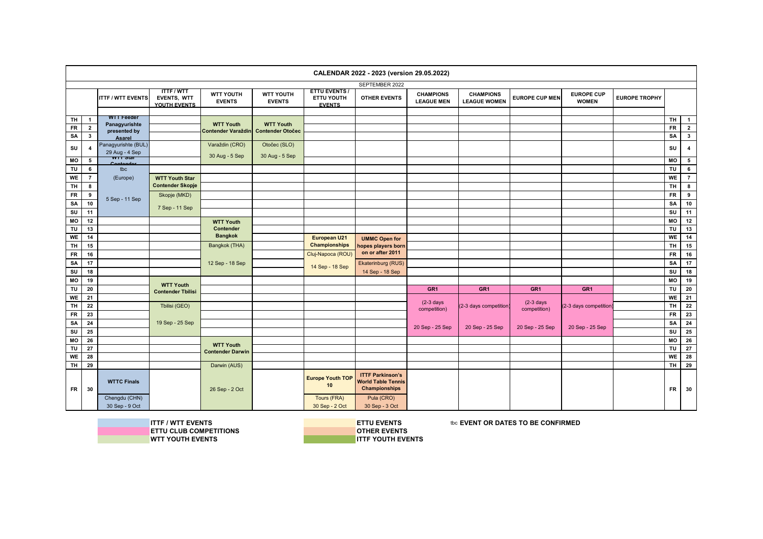# CALENDAR 2022 - 2023 (version 29.05.2022)

## SEPTEMBER 2022

| | | ITTF / WTT EVENTS | ITTF / WTT EVENTS, WTT YOUTH EVENTS | WTT YOUTH EVENTS | WTT YOUTH EVENTS | ETTU EVENTS / ETTU YOUTH EVENTS | OTHER EVENTS | CHAMPIONS LEAGUE MEN | CHAMPIONS LEAGUE WOMEN | EUROPE CUP MEN | EUROPE CUP WOMEN | EUROPE TROPHY | | |
|---|---|---|---|---|---|---|---|---|---|---|---|---|---|---|
| TH | 1 | WTT Feeder Panagyurishte presented by Asarel | | WTT Youth Contender Varaždin | WTT Youth Contender Otočec | | | | | | | | TH | 1 |
| FR | 2 | | | | | | | | | | | | FR | 2 |
| SA | 3 | | | | | | | | | | | | SA | 3 |
| SU | 4 | Panagyurishte (BUL) 29 Aug - 4 Sep | | Varaždin (CRO) 30 Aug - 5 Sep | Otočec (SLO) 30 Aug - 5 Sep | | | | | | | | SU | 4 |
| MO | 5 | WTT Star Contender | | | | | | | | | | | MO | 5 |
| TU | 6 | tbc | | | | | | | | | | | TU | 6 |
| WE | 7 | (Europe) | WTT Youth Star Contender Skopje | | | | | | | | | | WE | 7 |
| TH | 8 | | | | | | | | | | | | TH | 8 |
| FR | 9 | 5 Sep - 11 Sep | Skopje (MKD) | | | | | | | | | | FR | 9 |
| SA | 10 | | 7 Sep - 11 Sep | | | | | | | | | | SA | 10 |
| SU | 11 | | | | | | | | | | | | SU | 11 |
| MO | 12 | | | WTT Youth Contender Bangkok | | | | | | | | | MO | 12 |
| TU | 13 | | | | | | | | | | | | TU | 13 |
| WE | 14 | | | | | European U21 Championships | UMMC Open for hopes players born on or after 2011 | | | | | | WE | 14 |
| TH | 15 | | | Bangkok (THA) | | | | | | | | | TH | 15 |
| FR | 16 | | | | | Cluj-Napoca (ROU) | | | | | | | FR | 16 |
| SA | 17 | | | 12 Sep - 18 Sep | | 14 Sep - 18 Sep | Ekaterinburg (RUS) | | | | | | SA | 17 |
| SU | 18 | | | | | | 14 Sep - 18 Sep | | | | | | SU | 18 |
| MO | 19 | | WTT Youth Contender Tbilisi | | | | | | | | | | MO | 19 |
| TU | 20 | | | | | | | GR1 | GR1 | GR1 | GR1 | | TU | 20 |
| WE | 21 | | | | | | | | | | | | WE | 21 |
| TH | 22 | | Tbilisi (GEO) | | | | | (2-3 days competition) | (2-3 days competition) | (2-3 days competition) | (2-3 days competition) | | TH | 22 |
| FR | 23 | | | | | | | | | | | | FR | 23 |
| SA | 24 | | 19 Sep - 25 Sep | | | | | 20 Sep - 25 Sep | 20 Sep - 25 Sep | 20 Sep - 25 Sep | 20 Sep - 25 Sep | | SA | 24 |
| SU | 25 | | | | | | | | | | | | SU | 25 |
| MO | 26 | | | WTT Youth Contender Darwin | | | | | | | | | MO | 26 |
| TU | 27 | | | | | | | | | | | | TU | 27 |
| WE | 28 | | | | | | | | | | | | WE | 28 |
| TH | 29 | | | Darwin (AUS) | | | | | | | | | TH | 29 |
| FR | 30 | WTTC Finals Chengdu (CHN) 30 Sep - 9 Oct | | 26 Sep - 2 Oct | | Europe Youth TOP 10 Tours (FRA) 30 Sep - 2 Oct | ITTF Parkinson's World Table Tennis Championships Pula (CRO) 30 Sep - 3 Oct | | | | | | FR | 30 |

**Legend:**
- ITTF / WTT EVENTS
- ETTU CLUB COMPETITIONS
- WTT YOUTH EVENTS
- ETTU EVENTS
- OTHER EVENTS
- ITTF YOUTH EVENTS
- tbc **EVENT OR DATES TO BE CONFIRMED**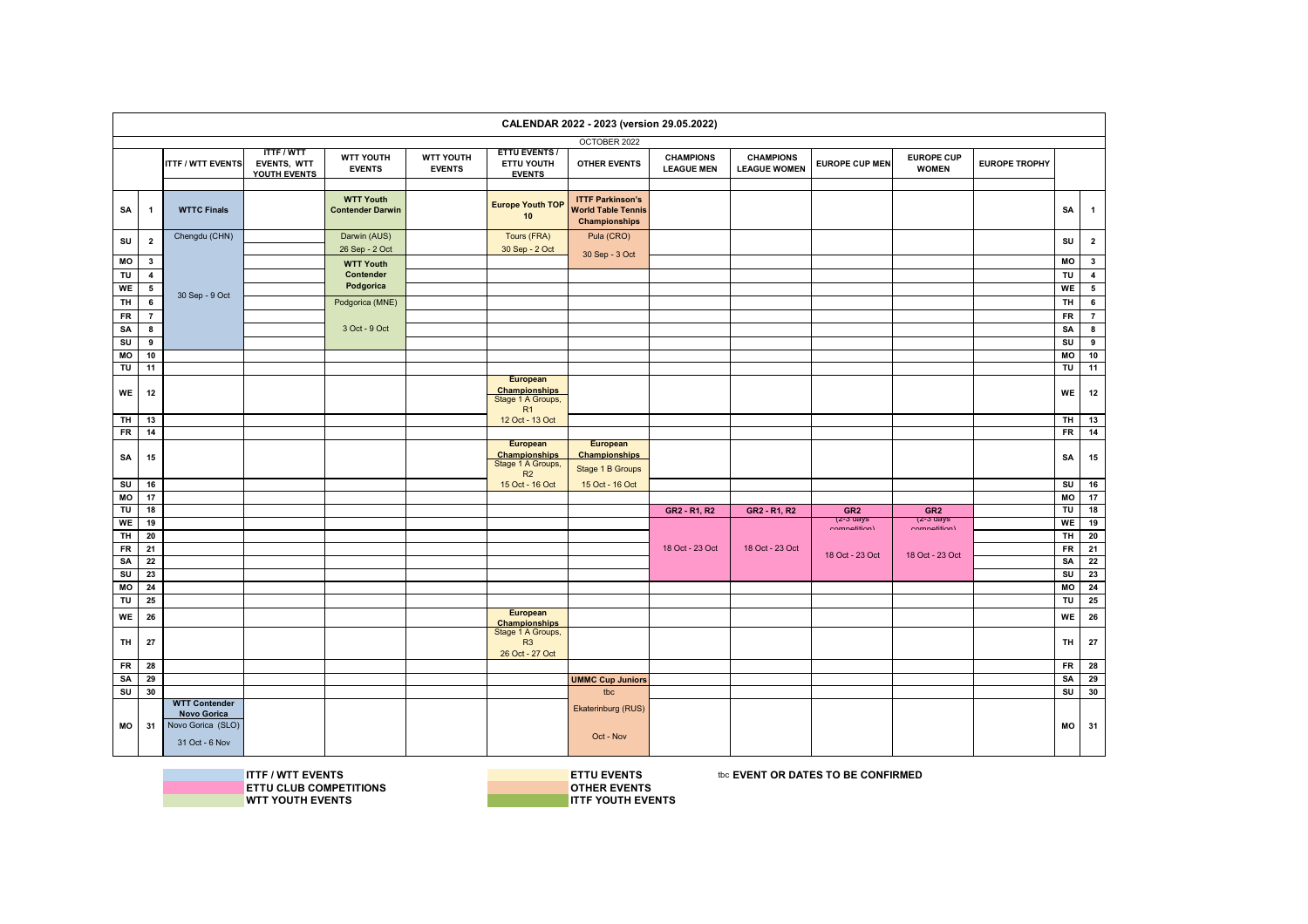# CALENDAR 2022 - 2023 (version 29.05.2022)

## OCTOBER 2022

| | | ITTF / WTT EVENTS | ITTF / WTT EVENTS, WTT YOUTH EVENTS | WTT YOUTH EVENTS | WTT YOUTH EVENTS | ETTU EVENTS / ETTU YOUTH EVENTS | OTHER EVENTS | CHAMPIONS LEAGUE MEN | CHAMPIONS LEAGUE WOMEN | EUROPE CUP MEN | EUROPE CUP WOMEN | EUROPE TROPHY | | |
|---|---|---|---|---|---|---|---|---|---|---|---|---|---|---|
| SA | 1 | **WTTC Finals** | | **WTT Youth Contender Darwin** | | **Europe Youth TOP 10** | **ITTF Parkinson's World Table Tennis Championships** | | | | | | SA | 1 |
| SU | 2 | Chengdu (CHN) | | Darwin (AUS) 26 Sep - 2 Oct | | Tours (FRA) 30 Sep - 2 Oct | Pula (CRO) 30 Sep - 3 Oct | | | | | | SU | 2 |
| MO | 3 | | | **WTT Youth Contender Podgorica** | | | | | | | | | MO | 3 |
| TU | 4 | | | | | | | | | | | | TU | 4 |
| WE | 5 | 30 Sep - 9 Oct | | | | | | | | | | | WE | 5 |
| TH | 6 | | | Podgorica (MNE) | | | | | | | | | TH | 6 |
| FR | 7 | | | | | | | | | | | | FR | 7 |
| SA | 8 | | | 3 Oct - 9 Oct | | | | | | | | | SA | 8 |
| SU | 9 | | | | | | | | | | | | SU | 9 |
| MO | 10 | | | | | | | | | | | | MO | 10 |
| TU | 11 | | | | | | | | | | | | TU | 11 |
| WE | 12 | | | | | **European Championships** Stage 1 A Groups, R1 | | | | | | | WE | 12 |
| TH | 13 | | | | | 12 Oct - 13 Oct | | | | | | | TH | 13 |
| FR | 14 | | | | | | | | | | | | FR | 14 |
| SA | 15 | | | | | **European Championships** Stage 1 A Groups, R2 | **European Championships** Stage 1 B Groups | | | | | | SA | 15 |
| SU | 16 | | | | | 15 Oct - 16 Oct | 15 Oct - 16 Oct | | | | | | SU | 16 |
| MO | 17 | | | | | | | | | | | | MO | 17 |
| TU | 18 | | | | | | | GR2 - R1, R2 | GR2 - R1, R2 | GR2 (2-3 days competition) | GR2 (2-3 days competition) | | TU | 18 |
| WE | 19 | | | | | | | | | | | | WE | 19 |
| TH | 20 | | | | | | | | | | | | TH | 20 |
| FR | 21 | | | | | | | 18 Oct - 23 Oct | 18 Oct - 23 Oct | 18 Oct - 23 Oct | 18 Oct - 23 Oct | | FR | 21 |
| SA | 22 | | | | | | | | | | | | SA | 22 |
| SU | 23 | | | | | | | | | | | | SU | 23 |
| MO | 24 | | | | | | | | | | | | MO | 24 |
| TU | 25 | | | | | | | | | | | | TU | 25 |
| WE | 26 | | | | | **European Championships** | | | | | | | WE | 26 |
| TH | 27 | | | | | Stage 1 A Groups, R3 26 Oct - 27 Oct | | | | | | | TH | 27 |
| FR | 28 | | | | | | | | | | | | FR | 28 |
| SA | 29 | | | | | | **UMMC Cup Juniors** | | | | | | SA | 29 |
| SU | 30 | | | | | | tbc | | | | | | SU | 30 |
| MO | 31 | **WTT Contender Novo Gorica** Novo Gorica (SLO) 31 Oct - 6 Nov | | | | | Ekaterinburg (RUS) Oct - Nov | | | | | | MO | 31 |

**ITTF / WTT EVENTS**
**ETTU CLUB COMPETITIONS**
**WTT YOUTH EVENTS**
**ETTU EVENTS**
**OTHER EVENTS**
**ITTF YOUTH EVENTS**

tbc **EVENT OR DATES TO BE CONFIRMED**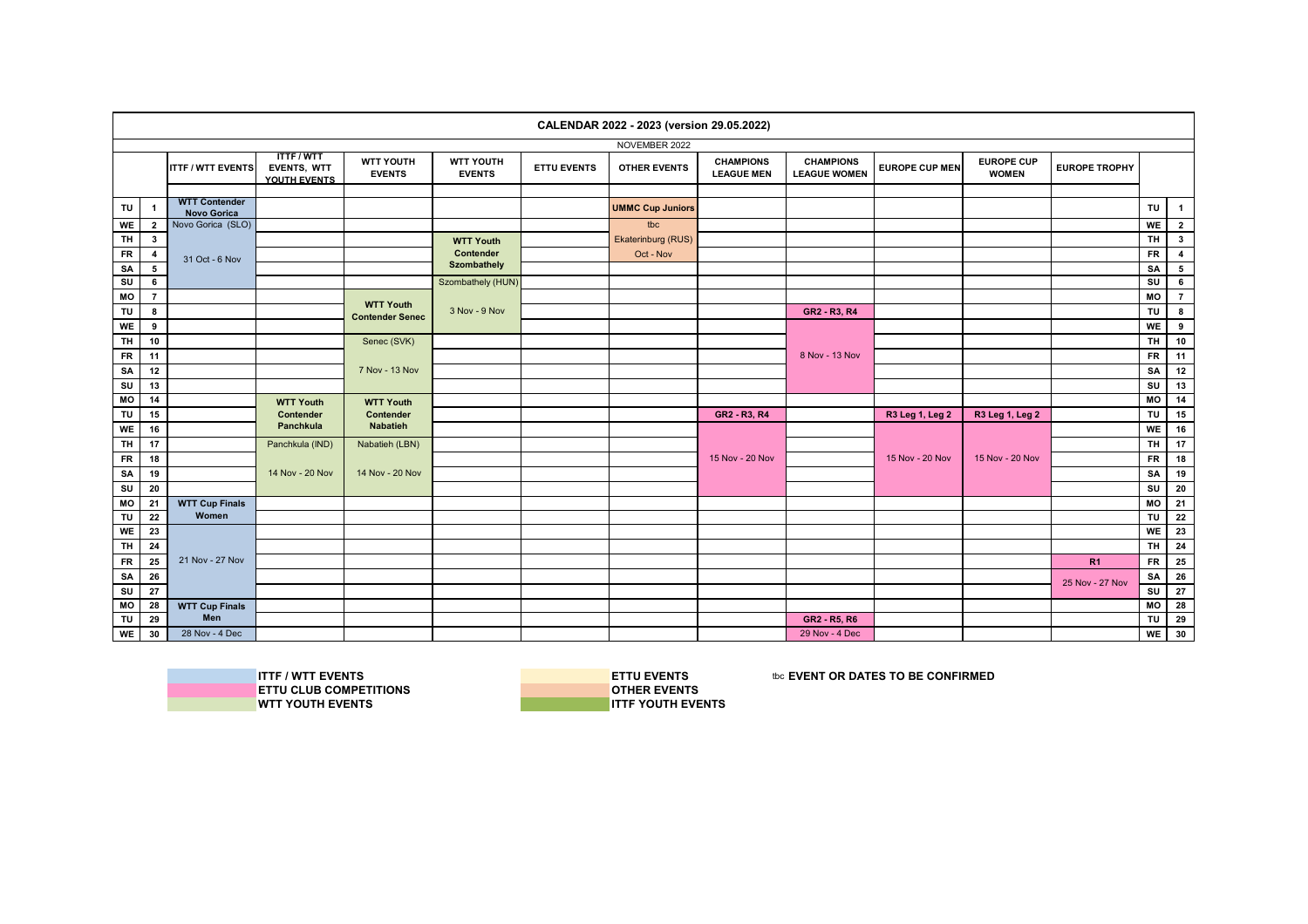# CALENDAR 2022 - 2023 (version 29.05.2022)

## NOVEMBER 2022

| | | ITTF / WTT EVENTS | ITTF / WTT EVENTS, WTT YOUTH EVENTS | WTT YOUTH EVENTS | WTT YOUTH EVENTS | ETTU EVENTS | OTHER EVENTS | CHAMPIONS LEAGUE MEN | CHAMPIONS LEAGUE WOMEN | EUROPE CUP MEN | EUROPE CUP WOMEN | EUROPE TROPHY | | |
|---|---|---|---|---|---|---|---|---|---|---|---|---|---|---|
| TU | 1 | WTT Contender Novo Gorica | | | | | UMMC Cup Juniors | | | | | | TU | 1 |
| WE | 2 | Novo Gorica (SLO) | | | | | tbc | | | | | | WE | 2 |
| TH | 3 | | | | WTT Youth Contender Szombathely | | Ekaterinburg (RUS) | | | | | | TH | 3 |
| FR | 4 | 31 Oct - 6 Nov | | | | | Oct - Nov | | | | | | FR | 4 |
| SA | 5 | | | | | | | | | | | | SA | 5 |
| SU | 6 | | | | Szombathely (HUN) | | | | | | | | SU | 6 |
| MO | 7 | | | WTT Youth Contender Senec | | | | | | | | | MO | 7 |
| TU | 8 | | | | 3 Nov - 9 Nov | | | | GR2 - R3, R4 | | | | TU | 8 |
| WE | 9 | | | | | | | | | | | | WE | 9 |
| TH | 10 | | | Senec (SVK) | | | | | | | | | TH | 10 |
| FR | 11 | | | | | | | | 8 Nov - 13 Nov | | | | FR | 11 |
| SA | 12 | | | 7 Nov - 13 Nov | | | | | | | | | SA | 12 |
| SU | 13 | | | | | | | | | | | | SU | 13 |
| MO | 14 | | WTT Youth Contender Panchkula | WTT Youth Contender Nabatieh | | | | | | | | | MO | 14 |
| TU | 15 | | | | | | | GR2 - R3, R4 | | R3 Leg 1, Leg 2 | R3 Leg 1, Leg 2 | | TU | 15 |
| WE | 16 | | | | | | | | | | | | WE | 16 |
| TH | 17 | | Panchkula (IND) | Nabatieh (LBN) | | | | | | | | | TH | 17 |
| FR | 18 | | | | | | | 15 Nov - 20 Nov | | 15 Nov - 20 Nov | 15 Nov - 20 Nov | | FR | 18 |
| SA | 19 | | 14 Nov - 20 Nov | 14 Nov - 20 Nov | | | | | | | | | SA | 19 |
| SU | 20 | | | | | | | | | | | | SU | 20 |
| MO | 21 | WTT Cup Finals Women | | | | | | | | | | | MO | 21 |
| TU | 22 | | | | | | | | | | | | TU | 22 |
| WE | 23 | | | | | | | | | | | | WE | 23 |
| TH | 24 | | | | | | | | | | | | TH | 24 |
| FR | 25 | 21 Nov - 27 Nov | | | | | | | | | | R1 | FR | 25 |
| SA | 26 | | | | | | | | | | | 25 Nov - 27 Nov | SA | 26 |
| SU | 27 | | | | | | | | | | | | SU | 27 |
| MO | 28 | WTT Cup Finals Men | | | | | | | | | | | MO | 28 |
| TU | 29 | | | | | | | | GR2 - R5, R6 | | | | TU | 29 |
| WE | 30 | 28 Nov - 4 Dec | | | | | | | 29 Nov - 4 Dec | | | | WE | 30 |

**ITTF / WTT EVENTS**
**ETTU CLUB COMPETITIONS**
**WTT YOUTH EVENTS**
**ETTU EVENTS**
**OTHER EVENTS**
**ITTF YOUTH EVENTS**

tbc **EVENT OR DATES TO BE CONFIRMED**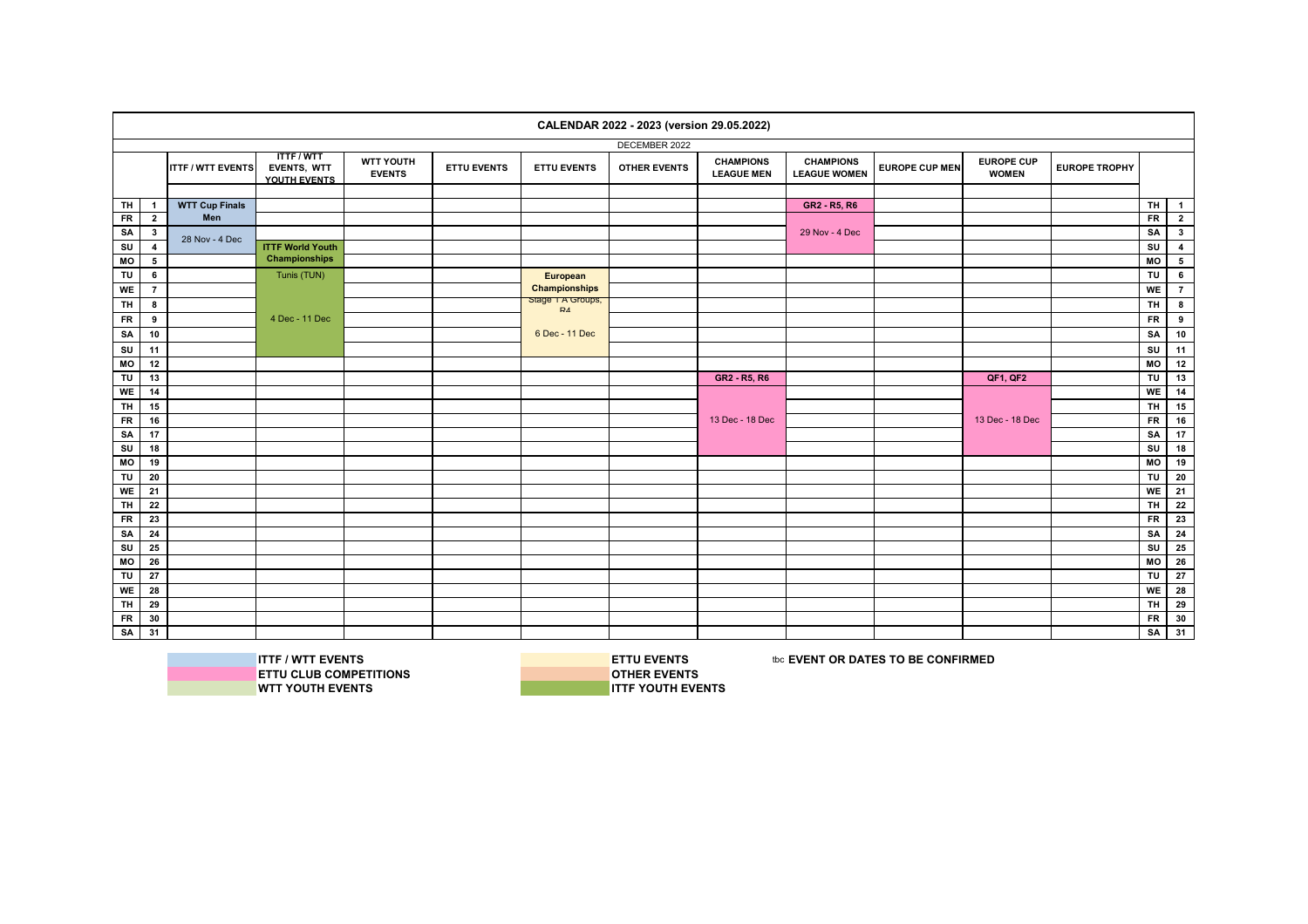# CALENDAR 2022 - 2023 (version 29.05.2022)

## DECEMBER 2022

| | | ITTF / WTT EVENTS | ITTF / WTT EVENTS, WTT YOUTH EVENTS | WTT YOUTH EVENTS | ETTU EVENTS | ETTU EVENTS | OTHER EVENTS | CHAMPIONS LEAGUE MEN | CHAMPIONS LEAGUE WOMEN | EUROPE CUP MEN | EUROPE CUP WOMEN | EUROPE TROPHY | | |
|---|---|---|---|---|---|---|---|---|---|---|---|---|---|---|
| TH | 1 | **WTT Cup Finals Men** | | | | | | | **GR2 - R5, R6** | | | | TH | 1 |
| FR | 2 | | | | | | | | | | | | FR | 2 |
| SA | 3 | 28 Nov - 4 Dec | | | | | | | 29 Nov - 4 Dec | | | | SA | 3 |
| SU | 4 | | **ITTF World Youth Championships** | | | | | | | | | | SU | 4 |
| MO | 5 | | | | | | | | | | | | MO | 5 |
| TU | 6 | | Tunis (TUN) | | | **European Championships** | | | | | | | TU | 6 |
| WE | 7 | | | | | Stage 1 A Groups, R4 | | | | | | | WE | 7 |
| TH | 8 | | | | | | | | | | | | TH | 8 |
| FR | 9 | | 4 Dec - 11 Dec | | | | | | | | | | FR | 9 |
| SA | 10 | | | | | 6 Dec - 11 Dec | | | | | | | SA | 10 |
| SU | 11 | | | | | | | | | | | | SU | 11 |
| MO | 12 | | | | | | | | | | | | MO | 12 |
| TU | 13 | | | | | | | **GR2 - R5, R6** | | | **QF1, QF2** | | TU | 13 |
| WE | 14 | | | | | | | | | | | | WE | 14 |
| TH | 15 | | | | | | | | | | | | TH | 15 |
| FR | 16 | | | | | | | 13 Dec - 18 Dec | | | 13 Dec - 18 Dec | | FR | 16 |
| SA | 17 | | | | | | | | | | | | SA | 17 |
| SU | 18 | | | | | | | | | | | | SU | 18 |
| MO | 19 | | | | | | | | | | | | MO | 19 |
| TU | 20 | | | | | | | | | | | | TU | 20 |
| WE | 21 | | | | | | | | | | | | WE | 21 |
| TH | 22 | | | | | | | | | | | | TH | 22 |
| FR | 23 | | | | | | | | | | | | FR | 23 |
| SA | 24 | | | | | | | | | | | | SA | 24 |
| SU | 25 | | | | | | | | | | | | SU | 25 |
| MO | 26 | | | | | | | | | | | | MO | 26 |
| TU | 27 | | | | | | | | | | | | TU | 27 |
| WE | 28 | | | | | | | | | | | | WE | 28 |
| TH | 29 | | | | | | | | | | | | TH | 29 |
| FR | 30 | | | | | | | | | | | | FR | 30 |
| SA | 31 | | | | | | | | | | | | SA | 31 |

**ITTF / WTT EVENTS**
**ETTU CLUB COMPETITIONS**
**WTT YOUTH EVENTS**
**ETTU EVENTS**
**OTHER EVENTS**
**ITTF YOUTH EVENTS**

tbc **EVENT OR DATES TO BE CONFIRMED**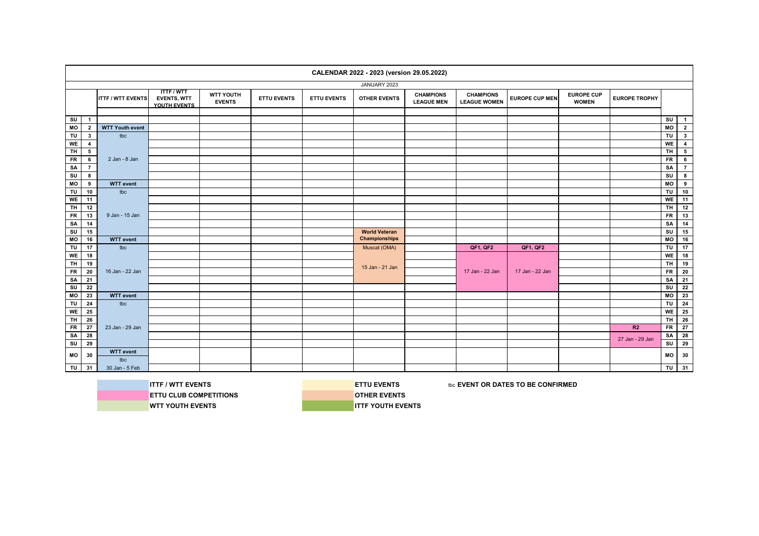# CALENDAR 2022 - 2023 (version 29.05.2022)

## JANUARY 2023

| | | ITTF / WTT EVENTS | ITTF / WTT EVENTS, WTT YOUTH EVENTS | WTT YOUTH EVENTS | ETTU EVENTS | ETTU EVENTS | OTHER EVENTS | CHAMPIONS LEAGUE MEN | CHAMPIONS LEAGUE WOMEN | EUROPE CUP MEN | EUROPE CUP WOMEN | EUROPE TROPHY | | |
|---|---|---|---|---|---|---|---|---|---|---|---|---|---|---|
| SU | 1 | | | | | | | | | | | | SU | 1 |
| MO | 2 | WTT Youth event | | | | | | | | | | | MO | 2 |
| TU | 3 | tbc | | | | | | | | | | | TU | 3 |
| WE | 4 | | | | | | | | | | | | WE | 4 |
| TH | 5 | | | | | | | | | | | | TH | 5 |
| FR | 6 | 2 Jan - 8 Jan | | | | | | | | | | | FR | 6 |
| SA | 7 | | | | | | | | | | | | SA | 7 |
| SU | 8 | | | | | | | | | | | | SU | 8 |
| MO | 9 | WTT event | | | | | | | | | | | MO | 9 |
| TU | 10 | tbc | | | | | | | | | | | TU | 10 |
| WE | 11 | | | | | | | | | | | | WE | 11 |
| TH | 12 | | | | | | | | | | | | TH | 12 |
| FR | 13 | 9 Jan - 15 Jan | | | | | | | | | | | FR | 13 |
| SA | 14 | | | | | | | | | | | | SA | 14 |
| SU | 15 | | | | | | World Veteran | | | | | | SU | 15 |
| MO | 16 | WTT event | | | | | Championships | | | | | | MO | 16 |
| TU | 17 | tbc | | | | | Muscat (OMA) | | QF1, QF2 | QF1, QF2 | | | TU | 17 |
| WE | 18 | | | | | | | | | | | | WE | 18 |
| TH | 19 | | | | | | 15 Jan - 21 Jan | | | | | | TH | 19 |
| FR | 20 | 16 Jan - 22 Jan | | | | | | | 17 Jan - 22 Jan | 17 Jan - 22 Jan | | | FR | 20 |
| SA | 21 | | | | | | | | | | | | SA | 21 |
| SU | 22 | | | | | | | | | | | | SU | 22 |
| MO | 23 | WTT event | | | | | | | | | | | MO | 23 |
| TU | 24 | tbc | | | | | | | | | | | TU | 24 |
| WE | 25 | | | | | | | | | | | | WE | 25 |
| TH | 26 | | | | | | | | | | | | TH | 26 |
| FR | 27 | 23 Jan - 29 Jan | | | | | | | | | | R2 | FR | 27 |
| SA | 28 | | | | | | | | | | | 27 Jan - 29 Jan | SA | 28 |
| SU | 29 | | | | | | | | | | | | SU | 29 |
| MO | 30 | WTT event tbc | | | | | | | | | | | MO | 30 |
| TU | 31 | 30 Jan - 5 Feb | | | | | | | | | | | TU | 31 |

**ITTF / WTT EVENTS** | **ETTU CLUB COMPETITIONS** | **WTT YOUTH EVENTS** | **ETTU EVENTS** | **OTHER EVENTS** | **ITTF YOUTH EVENTS**

tbc **EVENT OR DATES TO BE CONFIRMED**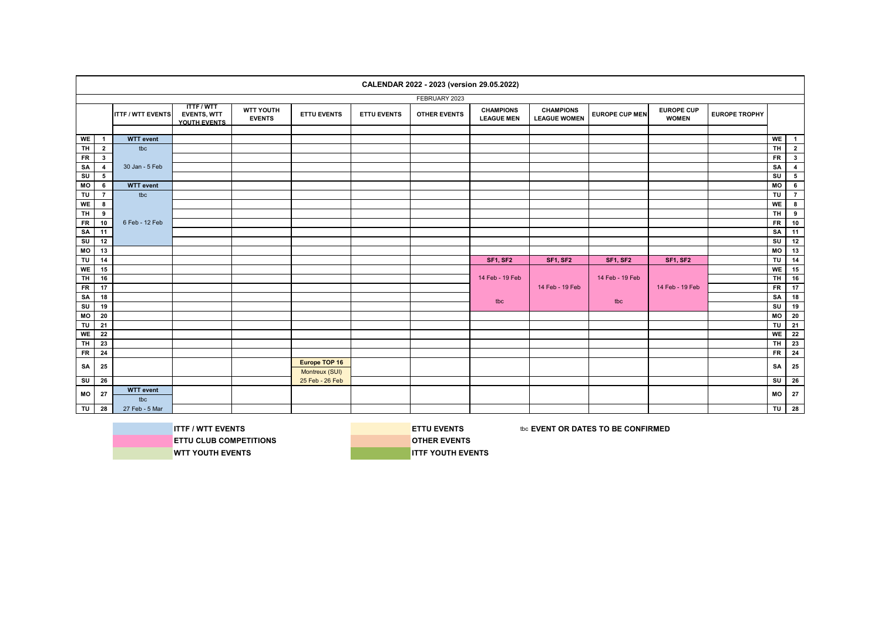## CALENDAR 2022 - 2023 (version 29.05.2022)

### FEBRUARY 2023

| | | ITTF / WTT EVENTS | ITTF / WTT EVENTS, WTT YOUTH EVENTS | WTT YOUTH EVENTS | ETTU EVENTS | ETTU EVENTS | OTHER EVENTS | CHAMPIONS LEAGUE MEN | CHAMPIONS LEAGUE WOMEN | EUROPE CUP MEN | EUROPE CUP WOMEN | EUROPE TROPHY | | |
|---|---|---|---|---|---|---|---|---|---|---|---|---|---|---|
| WE | 1 | **WTT event** | | | | | | | | | | | WE | 1 |
| TH | 2 | tbc | | | | | | | | | | | TH | 2 |
| FR | 3 | | | | | | | | | | | | FR | 3 |
| SA | 4 | 30 Jan - 5 Feb | | | | | | | | | | | SA | 4 |
| SU | 5 | | | | | | | | | | | | SU | 5 |
| MO | 6 | **WTT event** | | | | | | | | | | | MO | 6 |
| TU | 7 | tbc | | | | | | | | | | | TU | 7 |
| WE | 8 | | | | | | | | | | | | WE | 8 |
| TH | 9 | | | | | | | | | | | | TH | 9 |
| FR | 10 | 6 Feb - 12 Feb | | | | | | | | | | | FR | 10 |
| SA | 11 | | | | | | | | | | | | SA | 11 |
| SU | 12 | | | | | | | | | | | | SU | 12 |
| MO | 13 | | | | | | | | | | | | MO | 13 |
| TU | 14 | | | | | | | **SF1, SF2** | **SF1, SF2** | **SF1, SF2** | **SF1, SF2** | | TU | 14 |
| WE | 15 | | | | | | | | | | | | WE | 15 |
| TH | 16 | | | | | | | 14 Feb - 19 Feb | | 14 Feb - 19 Feb | | | TH | 16 |
| FR | 17 | | | | | | | | 14 Feb - 19 Feb | | 14 Feb - 19 Feb | | FR | 17 |
| SA | 18 | | | | | | | tbc | | tbc | | | SA | 18 |
| SU | 19 | | | | | | | | | | | | SU | 19 |
| MO | 20 | | | | | | | | | | | | MO | 20 |
| TU | 21 | | | | | | | | | | | | TU | 21 |
| WE | 22 | | | | | | | | | | | | WE | 22 |
| TH | 23 | | | | | | | | | | | | TH | 23 |
| FR | 24 | | | | | | | | | | | | FR | 24 |
| SA | 25 | | | | **Europe TOP 16** Montreux (SUI) | | | | | | | | SA | 25 |
| SU | 26 | | | | 25 Feb - 26 Feb | | | | | | | | SU | 26 |
| MO | 27 | **WTT event** tbc | | | | | | | | | | | MO | 27 |
| TU | 28 | 27 Feb - 5 Mar | | | | | | | | | | | TU | 28 |

**Legend:**

- **ITTF / WTT EVENTS**
- **ETTU CLUB COMPETITIONS**
- **WTT YOUTH EVENTS**
- **ETTU EVENTS**
- **OTHER EVENTS**
- **ITTF YOUTH EVENTS**
- tbc **EVENT OR DATES TO BE CONFIRMED**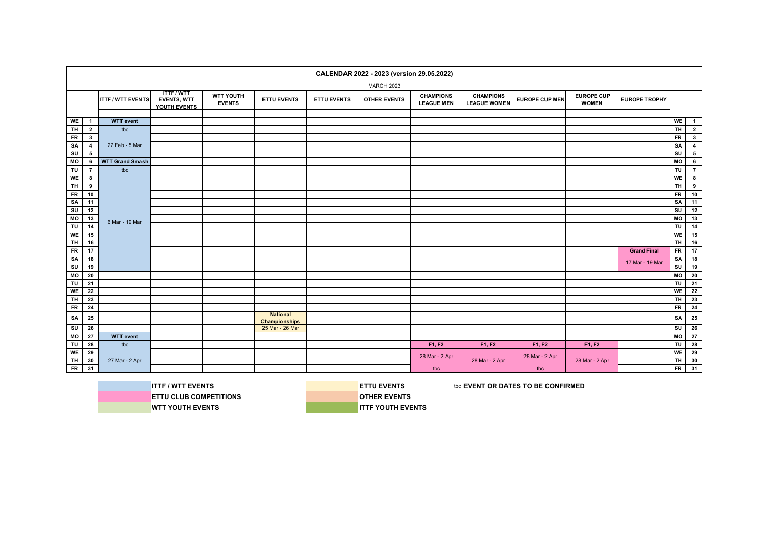# CALENDAR 2022 - 2023 (version 29.05.2022)

## MARCH 2023

| | | ITTF / WTT EVENTS | ITTF / WTT EVENTS, WTT YOUTH EVENTS | WTT YOUTH EVENTS | ETTU EVENTS | ETTU EVENTS | OTHER EVENTS | CHAMPIONS LEAGUE MEN | CHAMPIONS LEAGUE WOMEN | EUROPE CUP MEN | EUROPE CUP WOMEN | EUROPE TROPHY | | |
|---|---|---|---|---|---|---|---|---|---|---|---|---|---|---|
| WE | 1 | WTT event | | | | | | | | | | | WE | 1 |
| TH | 2 | tbc | | | | | | | | | | | TH | 2 |
| FR | 3 | | | | | | | | | | | | FR | 3 |
| SA | 4 | 27 Feb - 5 Mar | | | | | | | | | | | SA | 4 |
| SU | 5 | | | | | | | | | | | | SU | 5 |
| MO | 6 | WTT Grand Smash | | | | | | | | | | | MO | 6 |
| TU | 7 | tbc | | | | | | | | | | | TU | 7 |
| WE | 8 | | | | | | | | | | | | WE | 8 |
| TH | 9 | | | | | | | | | | | | TH | 9 |
| FR | 10 | | | | | | | | | | | | FR | 10 |
| SA | 11 | | | | | | | | | | | | SA | 11 |
| SU | 12 | | | | | | | | | | | | SU | 12 |
| MO | 13 | 6 Mar - 19 Mar | | | | | | | | | | | MO | 13 |
| TU | 14 | | | | | | | | | | | | TU | 14 |
| WE | 15 | | | | | | | | | | | | WE | 15 |
| TH | 16 | | | | | | | | | | | | TH | 16 |
| FR | 17 | | | | | | | | | | | Grand Final | FR | 17 |
| SA | 18 | | | | | | | | | | | 17 Mar - 19 Mar | SA | 18 |
| SU | 19 | | | | | | | | | | | | SU | 19 |
| MO | 20 | | | | | | | | | | | | MO | 20 |
| TU | 21 | | | | | | | | | | | | TU | 21 |
| WE | 22 | | | | | | | | | | | | WE | 22 |
| TH | 23 | | | | | | | | | | | | TH | 23 |
| FR | 24 | | | | | | | | | | | | FR | 24 |
| SA | 25 | | | | National Championships | | | | | | | | SA | 25 |
| SU | 26 | | | | 25 Mar - 26 Mar | | | | | | | | SU | 26 |
| MO | 27 | WTT event | | | | | | | | | | | MO | 27 |
| TU | 28 | tbc | | | | | | F1, F2 | F1, F2 | F1, F2 | F1, F2 | | TU | 28 |
| WE | 29 | | | | | | | 28 Mar - 2 Apr | | 28 Mar - 2 Apr | | | WE | 29 |
| TH | 30 | 27 Mar - 2 Apr | | | | | | | 28 Mar - 2 Apr | | 28 Mar - 2 Apr | | TH | 30 |
| FR | 31 | | | | | | | tbc | | tbc | | | FR | 31 |

**Legend:**

- ITTF / WTT EVENTS
- ETTU CLUB COMPETITIONS
- WTT YOUTH EVENTS
- ETTU EVENTS
- OTHER EVENTS
- ITTF YOUTH EVENTS
- tbc **EVENT OR DATES TO BE CONFIRMED**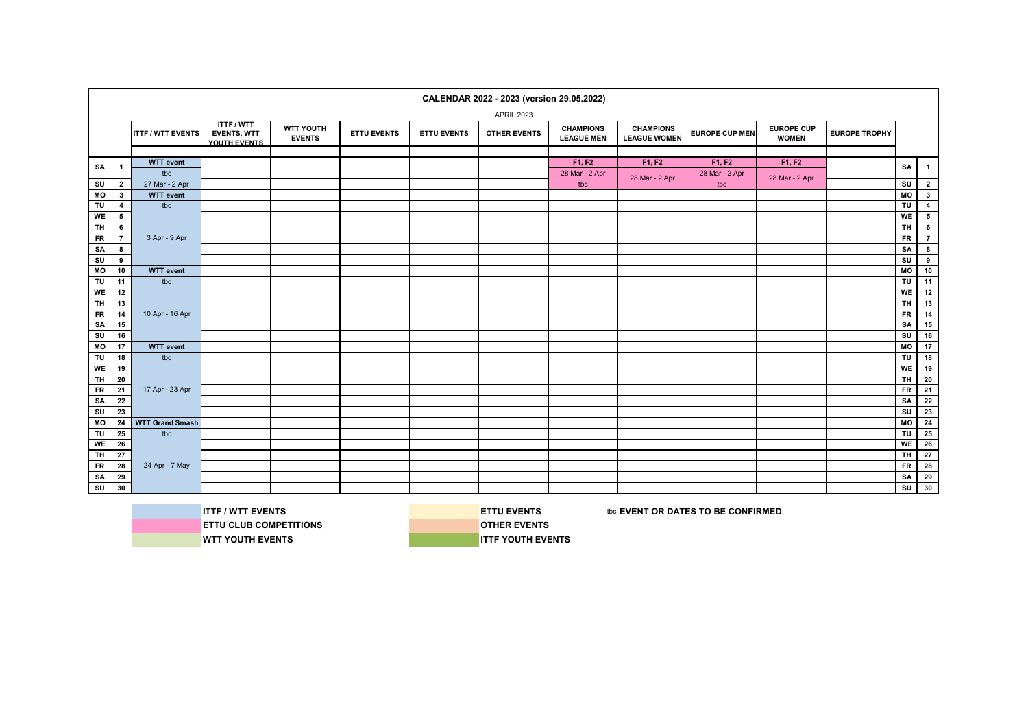# CALENDAR 2022 - 2023 (version 29.05.2022)

## APRIL 2023

| | | ITTF / WTT EVENTS | ITTF / WTT EVENTS, WTT YOUTH EVENTS | WTT YOUTH EVENTS | ETTU EVENTS | ETTU EVENTS | OTHER EVENTS | CHAMPIONS LEAGUE MEN | CHAMPIONS LEAGUE WOMEN | EUROPE CUP MEN | EUROPE CUP WOMEN | EUROPE TROPHY | | |
|---|---|---|---|---|---|---|---|---|---|---|---|---|---|---|
| SA | 1 | **WTT event** tbc | | | | | | **F1, F2** 28 Mar - 2 Apr tbc | **F1, F2** 28 Mar - 2 Apr | **F1, F2** 28 Mar - 2 Apr tbc | **F1, F2** 28 Mar - 2 Apr | | SA | 1 |
| SU | 2 | 27 Mar - 2 Apr | | | | | | | | | | | SU | 2 |
| MO | 3 | **WTT event** | | | | | | | | | | | MO | 3 |
| TU | 4 | tbc | | | | | | | | | | | TU | 4 |
| WE | 5 | | | | | | | | | | | | WE | 5 |
| TH | 6 | | | | | | | | | | | | TH | 6 |
| FR | 7 | 3 Apr - 9 Apr | | | | | | | | | | | FR | 7 |
| SA | 8 | | | | | | | | | | | | SA | 8 |
| SU | 9 | | | | | | | | | | | | SU | 9 |
| MO | 10 | **WTT event** | | | | | | | | | | | MO | 10 |
| TU | 11 | tbc | | | | | | | | | | | TU | 11 |
| WE | 12 | | | | | | | | | | | | WE | 12 |
| TH | 13 | | | | | | | | | | | | TH | 13 |
| FR | 14 | 10 Apr - 16 Apr | | | | | | | | | | | FR | 14 |
| SA | 15 | | | | | | | | | | | | SA | 15 |
| SU | 16 | | | | | | | | | | | | SU | 16 |
| MO | 17 | **WTT event** | | | | | | | | | | | MO | 17 |
| TU | 18 | tbc | | | | | | | | | | | TU | 18 |
| WE | 19 | | | | | | | | | | | | WE | 19 |
| TH | 20 | | | | | | | | | | | | TH | 20 |
| FR | 21 | 17 Apr - 23 Apr | | | | | | | | | | | FR | 21 |
| SA | 22 | | | | | | | | | | | | SA | 22 |
| SU | 23 | | | | | | | | | | | | SU | 23 |
| MO | 24 | **WTT Grand Smash** | | | | | | | | | | | MO | 24 |
| TU | 25 | tbc | | | | | | | | | | | TU | 25 |
| WE | 26 | | | | | | | | | | | | WE | 26 |
| TH | 27 | | | | | | | | | | | | TH | 27 |
| FR | 28 | 24 Apr - 7 May | | | | | | | | | | | FR | 28 |
| SA | 29 | | | | | | | | | | | | SA | 29 |
| SU | 30 | | | | | | | | | | | | SU | 30 |

**Legend:**

- **ITTF / WTT EVENTS**
- **ETTU CLUB COMPETITIONS**
- **WTT YOUTH EVENTS**
- **ETTU EVENTS**
- **OTHER EVENTS**
- **ITTF YOUTH EVENTS**
- tbc **EVENT OR DATES TO BE CONFIRMED**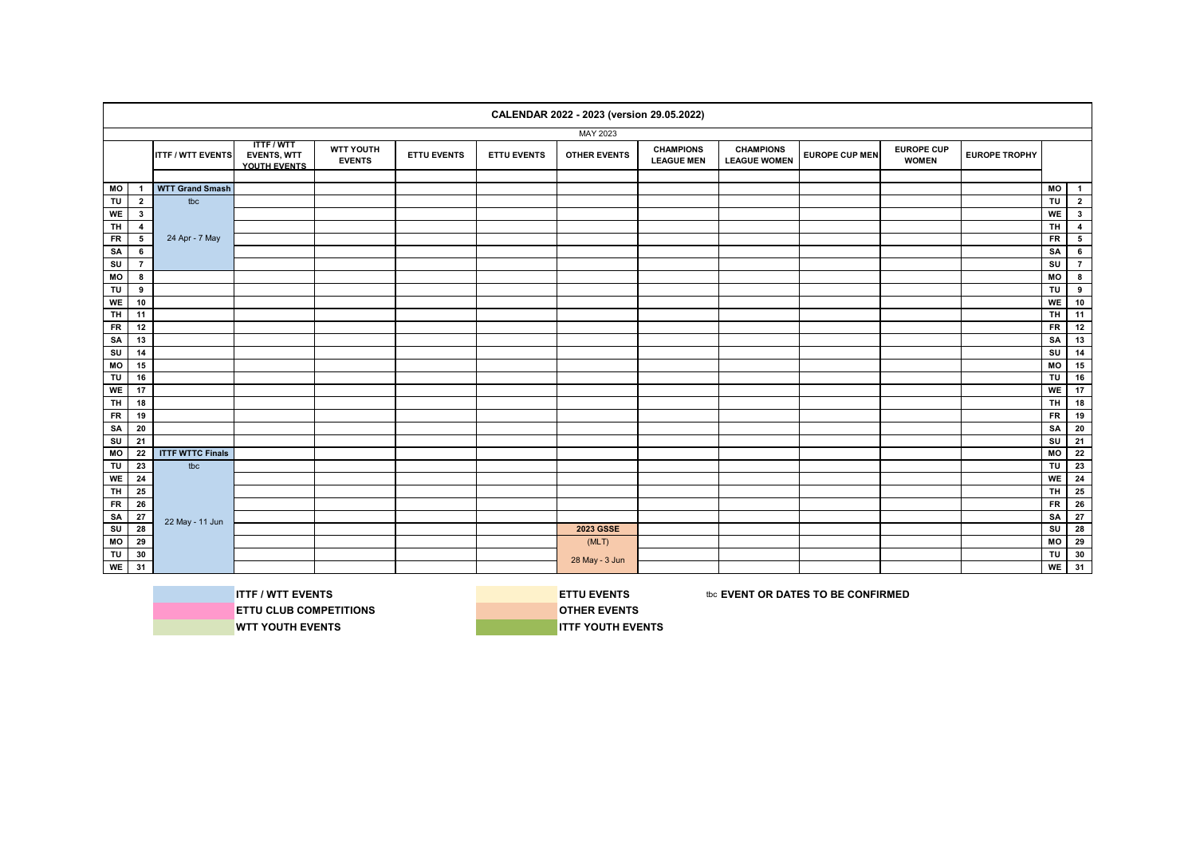**CALENDAR 2022 - 2023 (version 29.05.2022)**

MAY 2023

| | | ITTF / WTT EVENTS | ITTF / WTT EVENTS, WTT YOUTH EVENTS | WTT YOUTH EVENTS | ETTU EVENTS | ETTU EVENTS | OTHER EVENTS | CHAMPIONS LEAGUE MEN | CHAMPIONS LEAGUE WOMEN | EUROPE CUP MEN | EUROPE CUP WOMEN | EUROPE TROPHY | | |
|---|---|---|---|---|---|---|---|---|---|---|---|---|---|---|
| MO | 1 | WTT Grand Smash | | | | | | | | | | | MO | 1 |
| TU | 2 | tbc | | | | | | | | | | | TU | 2 |
| WE | 3 | | | | | | | | | | | | WE | 3 |
| TH | 4 | | | | | | | | | | | | TH | 4 |
| FR | 5 | 24 Apr - 7 May | | | | | | | | | | | FR | 5 |
| SA | 6 | | | | | | | | | | | | SA | 6 |
| SU | 7 | | | | | | | | | | | | SU | 7 |
| MO | 8 | | | | | | | | | | | | MO | 8 |
| TU | 9 | | | | | | | | | | | | TU | 9 |
| WE | 10 | | | | | | | | | | | | WE | 10 |
| TH | 11 | | | | | | | | | | | | TH | 11 |
| FR | 12 | | | | | | | | | | | | FR | 12 |
| SA | 13 | | | | | | | | | | | | SA | 13 |
| SU | 14 | | | | | | | | | | | | SU | 14 |
| MO | 15 | | | | | | | | | | | | MO | 15 |
| TU | 16 | | | | | | | | | | | | TU | 16 |
| WE | 17 | | | | | | | | | | | | WE | 17 |
| TH | 18 | | | | | | | | | | | | TH | 18 |
| FR | 19 | | | | | | | | | | | | FR | 19 |
| SA | 20 | | | | | | | | | | | | SA | 20 |
| SU | 21 | | | | | | | | | | | | SU | 21 |
| MO | 22 | ITTF WTTC Finals | | | | | | | | | | | MO | 22 |
| TU | 23 | tbc | | | | | | | | | | | TU | 23 |
| WE | 24 | | | | | | | | | | | | WE | 24 |
| TH | 25 | | | | | | | | | | | | TH | 25 |
| FR | 26 | | | | | | | | | | | | FR | 26 |
| SA | 27 | 22 May - 11 Jun | | | | | | | | | | | SA | 27 |
| SU | 28 | | | | | | 2023 GSSE | | | | | | SU | 28 |
| MO | 29 | | | | | | (MLT) | | | | | | MO | 29 |
| TU | 30 | | | | | | 28 May - 3 Jun | | | | | | TU | 30 |
| WE | 31 | | | | | | | | | | | | WE | 31 |

**ITTF / WTT EVENTS**
**ETTU CLUB COMPETITIONS**
**WTT YOUTH EVENTS**
**ETTU EVENTS**
**OTHER EVENTS**
**ITTF YOUTH EVENTS**

tbc **EVENT OR DATES TO BE CONFIRMED**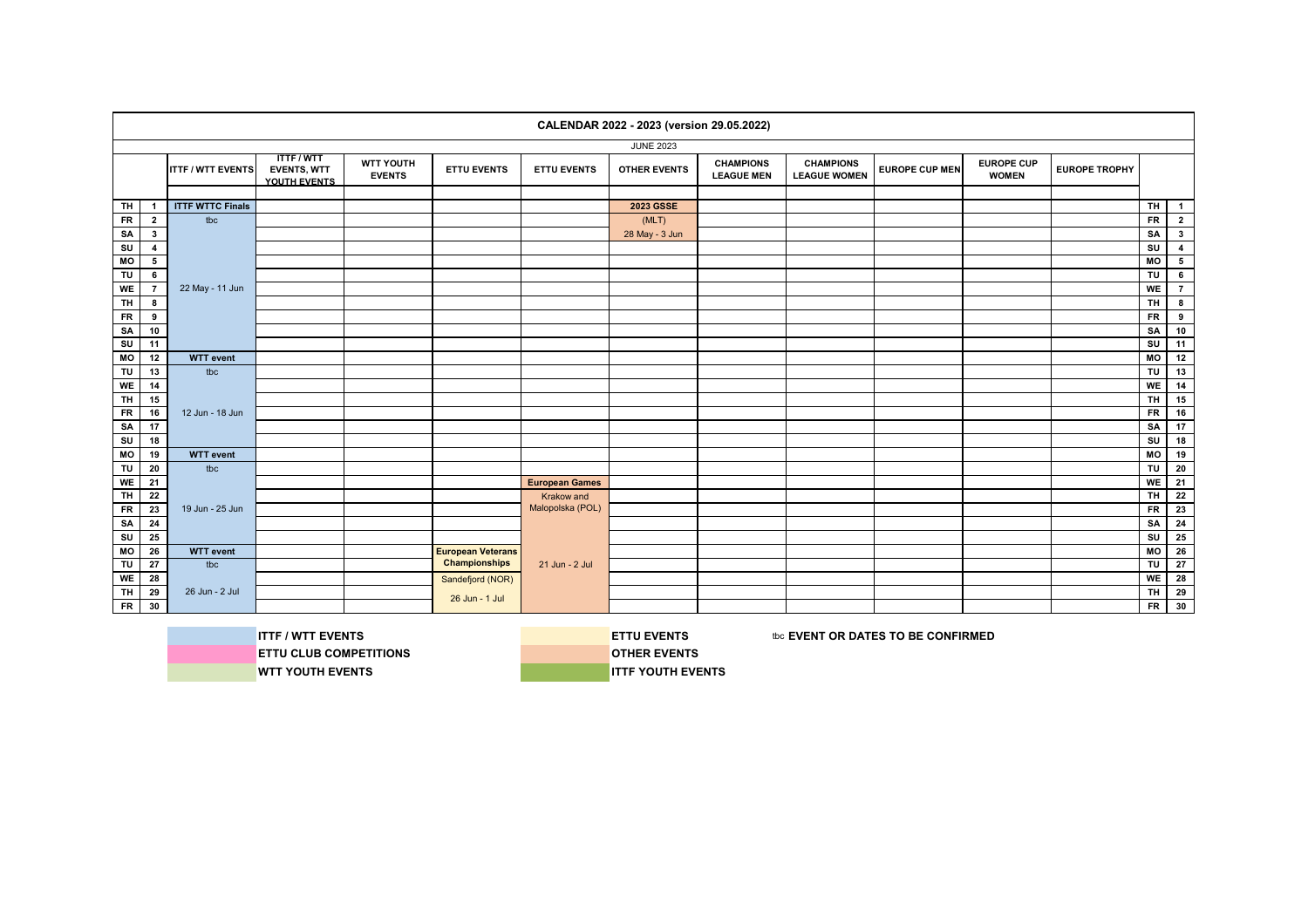# CALENDAR 2022 - 2023 (version 29.05.2022)

## JUNE 2023

| | | ITTF / WTT EVENTS | ITTF / WTT EVENTS, WTT YOUTH EVENTS | WTT YOUTH EVENTS | ETTU EVENTS | ETTU EVENTS | OTHER EVENTS | CHAMPIONS LEAGUE MEN | CHAMPIONS LEAGUE WOMEN | EUROPE CUP MEN | EUROPE CUP WOMEN | EUROPE TROPHY | | |
|---|---|---|---|---|---|---|---|---|---|---|---|---|---|---|
| TH | 1 | ITTF WTTC Finals | | | | | 2023 GSSE | | | | | | TH | 1 |
| FR | 2 | tbc | | | | | (MLT) | | | | | | FR | 2 |
| SA | 3 | | | | | | 28 May - 3 Jun | | | | | | SA | 3 |
| SU | 4 | | | | | | | | | | | | SU | 4 |
| MO | 5 | | | | | | | | | | | | MO | 5 |
| TU | 6 | | | | | | | | | | | | TU | 6 |
| WE | 7 | 22 May - 11 Jun | | | | | | | | | | | WE | 7 |
| TH | 8 | | | | | | | | | | | | TH | 8 |
| FR | 9 | | | | | | | | | | | | FR | 9 |
| SA | 10 | | | | | | | | | | | | SA | 10 |
| SU | 11 | | | | | | | | | | | | SU | 11 |
| MO | 12 | WTT event | | | | | | | | | | | MO | 12 |
| TU | 13 | tbc | | | | | | | | | | | TU | 13 |
| WE | 14 | | | | | | | | | | | | WE | 14 |
| TH | 15 | | | | | | | | | | | | TH | 15 |
| FR | 16 | 12 Jun - 18 Jun | | | | | | | | | | | FR | 16 |
| SA | 17 | | | | | | | | | | | | SA | 17 |
| SU | 18 | | | | | | | | | | | | SU | 18 |
| MO | 19 | WTT event | | | | | | | | | | | MO | 19 |
| TU | 20 | tbc | | | | | | | | | | | TU | 20 |
| WE | 21 | | | | | European Games | | | | | | | WE | 21 |
| TH | 22 | | | | | Krakow and | | | | | | | TH | 22 |
| FR | 23 | 19 Jun - 25 Jun | | | | Malopolska (POL) | | | | | | | FR | 23 |
| SA | 24 | | | | | | | | | | | | SA | 24 |
| SU | 25 | | | | | | | | | | | | SU | 25 |
| MO | 26 | WTT event | | | European Veterans | | | | | | | | MO | 26 |
| TU | 27 | tbc | | | Championships | 21 Jun - 2 Jul | | | | | | | TU | 27 |
| WE | 28 | | | | Sandefjord (NOR) | | | | | | | | WE | 28 |
| TH | 29 | 26 Jun - 2 Jul | | | 26 Jun - 1 Jul | | | | | | | | TH | 29 |
| FR | 30 | | | | | | | | | | | | FR | 30 |

**ITTF / WTT EVENTS**
**ETTU CLUB COMPETITIONS**
**WTT YOUTH EVENTS**
**ETTU EVENTS**
**OTHER EVENTS**
**ITTF YOUTH EVENTS**

tbc **EVENT OR DATES TO BE CONFIRMED**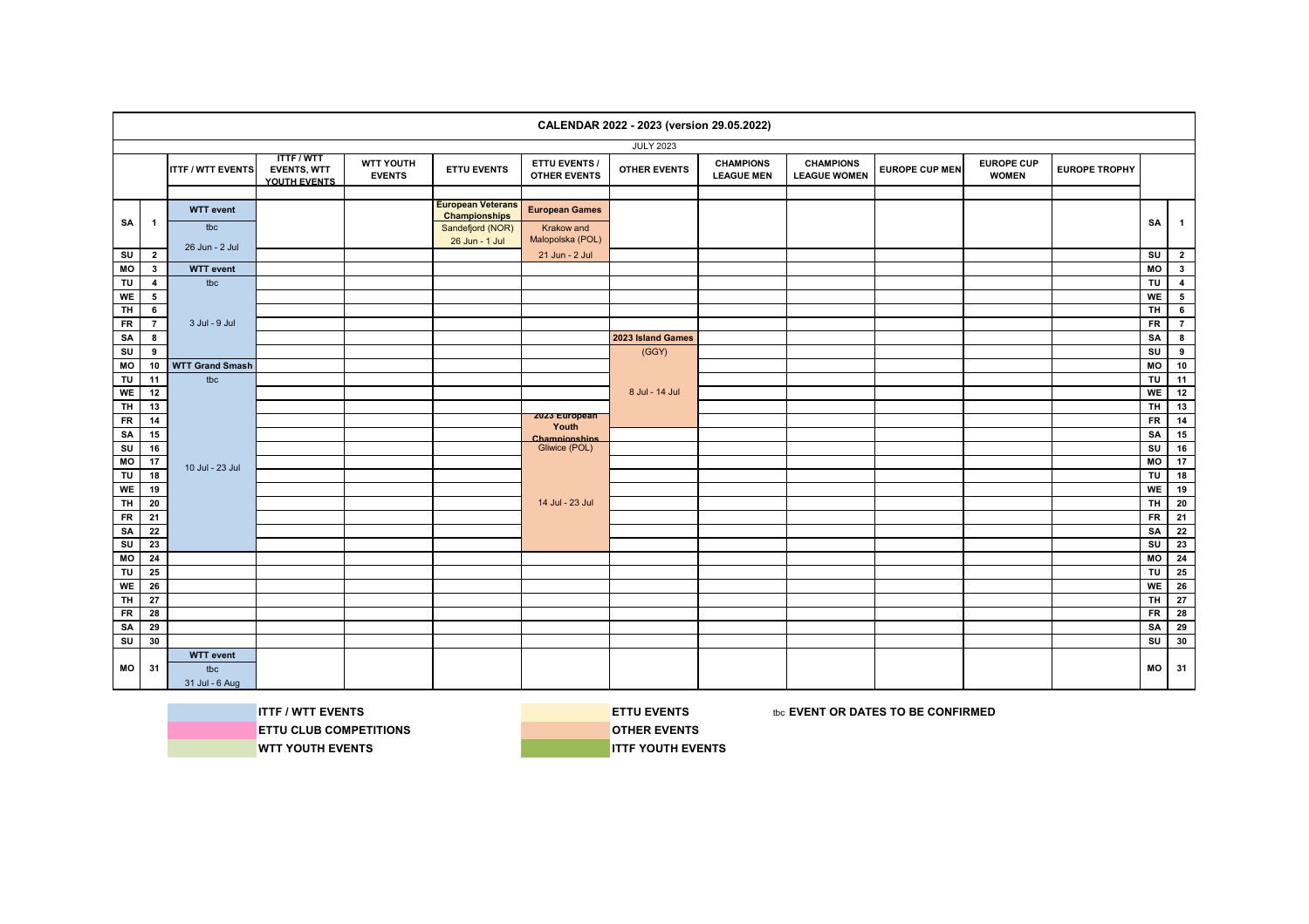# CALENDAR 2022 - 2023 (version 29.05.2022)

## JULY 2023

| | | ITTF / WTT EVENTS | ITTF / WTT EVENTS, WTT YOUTH EVENTS | WTT YOUTH EVENTS | ETTU EVENTS | ETTU EVENTS / OTHER EVENTS | OTHER EVENTS | CHAMPIONS LEAGUE MEN | CHAMPIONS LEAGUE WOMEN | EUROPE CUP MEN | EUROPE CUP WOMEN | EUROPE TROPHY | | |
|---|---|---|---|---|---|---|---|---|---|---|---|---|---|---|
| SA | 1 | WTT event tbc 26 Jun - 2 Jul | | | European Veterans Championships Sandefjord (NOR) 26 Jun - 1 Jul | European Games Krakow and Malopolska (POL) 21 Jun - 2 Jul | | | | | | | SA | 1 |
| SU | 2 | | | | | | | | | | | | SU | 2 |
| MO | 3 | WTT event tbc 3 Jul - 9 Jul | | | | | | | | | | | MO | 3 |
| TU | 4 | | | | | | | | | | | | TU | 4 |
| WE | 5 | | | | | | | | | | | | WE | 5 |
| TH | 6 | | | | | | | | | | | | TH | 6 |
| FR | 7 | | | | | | | | | | | | FR | 7 |
| SA | 8 | | | | | | 2023 Island Games (GGY) 8 Jul - 14 Jul | | | | | | SA | 8 |
| SU | 9 | | | | | | | | | | | | SU | 9 |
| MO | 10 | WTT Grand Smash tbc 10 Jul - 23 Jul | | | | | | | | | | | MO | 10 |
| TU | 11 | | | | | | | | | | | | TU | 11 |
| WE | 12 | | | | | | | | | | | | WE | 12 |
| TH | 13 | | | | | | | | | | | | TH | 13 |
| FR | 14 | | | | | 2023 European Youth Championships Gliwice (POL) 14 Jul - 23 Jul | | | | | | | FR | 14 |
| SA | 15 | | | | | | | | | | | | SA | 15 |
| SU | 16 | | | | | | | | | | | | SU | 16 |
| MO | 17 | | | | | | | | | | | | MO | 17 |
| TU | 18 | | | | | | | | | | | | TU | 18 |
| WE | 19 | | | | | | | | | | | | WE | 19 |
| TH | 20 | | | | | | | | | | | | TH | 20 |
| FR | 21 | | | | | | | | | | | | FR | 21 |
| SA | 22 | | | | | | | | | | | | SA | 22 |
| SU | 23 | | | | | | | | | | | | SU | 23 |
| MO | 24 | | | | | | | | | | | | MO | 24 |
| TU | 25 | | | | | | | | | | | | TU | 25 |
| WE | 26 | | | | | | | | | | | | WE | 26 |
| TH | 27 | | | | | | | | | | | | TH | 27 |
| FR | 28 | | | | | | | | | | | | FR | 28 |
| SA | 29 | | | | | | | | | | | | SA | 29 |
| SU | 30 | | | | | | | | | | | | SU | 30 |
| MO | 31 | WTT event tbc 31 Jul - 6 Aug | | | | | | | | | | | MO | 31 |

**ITTF / WTT EVENTS**
**ETTU CLUB COMPETITIONS**
**WTT YOUTH EVENTS**
**ETTU EVENTS**
**OTHER EVENTS**
**ITTF YOUTH EVENTS**

tbc **EVENT OR DATES TO BE CONFIRMED**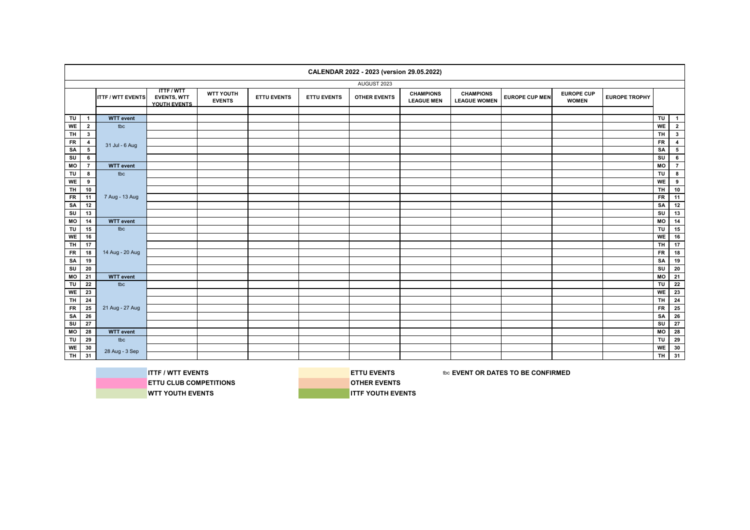## CALENDAR 2022 - 2023 (version 29.05.2022)

AUGUST 2023

| | | ITTF / WTT EVENTS | ITTF / WTT EVENTS, WTT YOUTH EVENTS | WTT YOUTH EVENTS | ETTU EVENTS | ETTU EVENTS | OTHER EVENTS | CHAMPIONS LEAGUE MEN | CHAMPIONS LEAGUE WOMEN | EUROPE CUP MEN | EUROPE CUP WOMEN | EUROPE TROPHY | | |
|---|---|---|---|---|---|---|---|---|---|---|---|---|---|---|
| TU | 1 | WTT event | | | | | | | | | | | TU | 1 |
| WE | 2 | tbc | | | | | | | | | | | WE | 2 |
| TH | 3 | | | | | | | | | | | | TH | 3 |
| FR | 4 | 31 Jul - 6 Aug | | | | | | | | | | | FR | 4 |
| SA | 5 | | | | | | | | | | | | SA | 5 |
| SU | 6 | | | | | | | | | | | | SU | 6 |
| MO | 7 | WTT event | | | | | | | | | | | MO | 7 |
| TU | 8 | tbc | | | | | | | | | | | TU | 8 |
| WE | 9 | | | | | | | | | | | | WE | 9 |
| TH | 10 | | | | | | | | | | | | TH | 10 |
| FR | 11 | 7 Aug - 13 Aug | | | | | | | | | | | FR | 11 |
| SA | 12 | | | | | | | | | | | | SA | 12 |
| SU | 13 | | | | | | | | | | | | SU | 13 |
| MO | 14 | WTT event | | | | | | | | | | | MO | 14 |
| TU | 15 | tbc | | | | | | | | | | | TU | 15 |
| WE | 16 | | | | | | | | | | | | WE | 16 |
| TH | 17 | | | | | | | | | | | | TH | 17 |
| FR | 18 | 14 Aug - 20 Aug | | | | | | | | | | | FR | 18 |
| SA | 19 | | | | | | | | | | | | SA | 19 |
| SU | 20 | | | | | | | | | | | | SU | 20 |
| MO | 21 | WTT event | | | | | | | | | | | MO | 21 |
| TU | 22 | tbc | | | | | | | | | | | TU | 22 |
| WE | 23 | | | | | | | | | | | | WE | 23 |
| TH | 24 | | | | | | | | | | | | TH | 24 |
| FR | 25 | 21 Aug - 27 Aug | | | | | | | | | | | FR | 25 |
| SA | 26 | | | | | | | | | | | | SA | 26 |
| SU | 27 | | | | | | | | | | | | SU | 27 |
| MO | 28 | WTT event | | | | | | | | | | | MO | 28 |
| TU | 29 | tbc | | | | | | | | | | | TU | 29 |
| WE | 30 | 28 Aug - 3 Sep | | | | | | | | | | | WE | 30 |
| TH | 31 | | | | | | | | | | | | TH | 31 |

**ITTF / WTT EVENTS**
**ETTU CLUB COMPETITIONS**
**WTT YOUTH EVENTS**
**ETTU EVENTS**
**OTHER EVENTS**
**ITTF YOUTH EVENTS**
tbc **EVENT OR DATES TO BE CONFIRMED**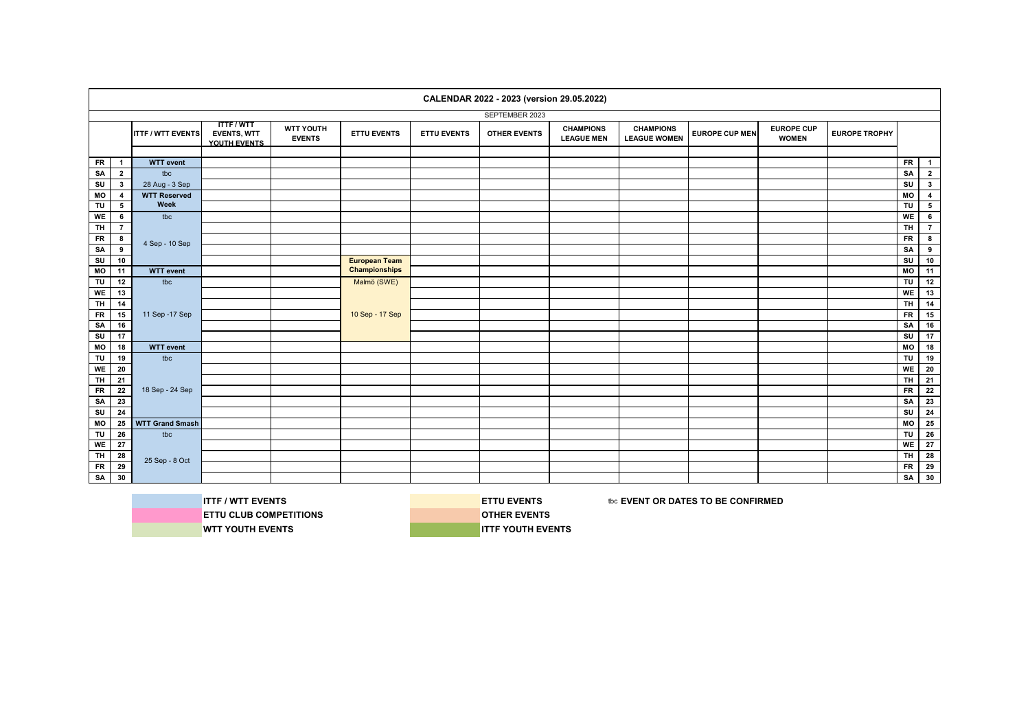# CALENDAR 2022 - 2023 (version 29.05.2022)

## SEPTEMBER 2023

| | | ITTF / WTT EVENTS | ITTF / WTT EVENTS, WTT YOUTH EVENTS | WTT YOUTH EVENTS | ETTU EVENTS | ETTU EVENTS | OTHER EVENTS | CHAMPIONS LEAGUE MEN | CHAMPIONS LEAGUE WOMEN | EUROPE CUP MEN | EUROPE CUP WOMEN | EUROPE TROPHY | | |
|---|---|---|---|---|---|---|---|---|---|---|---|---|---|---|
| FR | 1 | **WTT event** | | | | | | | | | | | FR | 1 |
| SA | 2 | tbc | | | | | | | | | | | SA | 2 |
| SU | 3 | 28 Aug - 3 Sep | | | | | | | | | | | SU | 3 |
| MO | 4 | **WTT Reserved** | | | | | | | | | | | MO | 4 |
| TU | 5 | **Week** | | | | | | | | | | | TU | 5 |
| WE | 6 | tbc | | | | | | | | | | | WE | 6 |
| TH | 7 | | | | | | | | | | | | TH | 7 |
| FR | 8 | 4 Sep - 10 Sep | | | | | | | | | | | FR | 8 |
| SA | 9 | | | | | | | | | | | | SA | 9 |
| SU | 10 | | | | **European Team** | | | | | | | | SU | 10 |
| MO | 11 | **WTT event** | | | **Championships** | | | | | | | | MO | 11 |
| TU | 12 | tbc | | | Malmö (SWE) | | | | | | | | TU | 12 |
| WE | 13 | | | | | | | | | | | | WE | 13 |
| TH | 14 | | | | | | | | | | | | TH | 14 |
| FR | 15 | 11 Sep -17 Sep | | | 10 Sep - 17 Sep | | | | | | | | FR | 15 |
| SA | 16 | | | | | | | | | | | | SA | 16 |
| SU | 17 | | | | | | | | | | | | SU | 17 |
| MO | 18 | **WTT event** | | | | | | | | | | | MO | 18 |
| TU | 19 | tbc | | | | | | | | | | | TU | 19 |
| WE | 20 | | | | | | | | | | | | WE | 20 |
| TH | 21 | | | | | | | | | | | | TH | 21 |
| FR | 22 | 18 Sep - 24 Sep | | | | | | | | | | | FR | 22 |
| SA | 23 | | | | | | | | | | | | SA | 23 |
| SU | 24 | | | | | | | | | | | | SU | 24 |
| MO | 25 | **WTT Grand Smash** | | | | | | | | | | | MO | 25 |
| TU | 26 | tbc | | | | | | | | | | | TU | 26 |
| WE | 27 | | | | | | | | | | | | WE | 27 |
| TH | 28 | 25 Sep - 8 Oct | | | | | | | | | | | TH | 28 |
| FR | 29 | | | | | | | | | | | | FR | 29 |
| SA | 30 | | | | | | | | | | | | SA | 30 |

**Legend:**

- **ITTF / WTT EVENTS**
- **ETTU CLUB COMPETITIONS**
- **WTT YOUTH EVENTS**
- **ETTU EVENTS**
- **OTHER EVENTS**
- **ITTF YOUTH EVENTS**
- tbc **EVENT OR DATES TO BE CONFIRMED**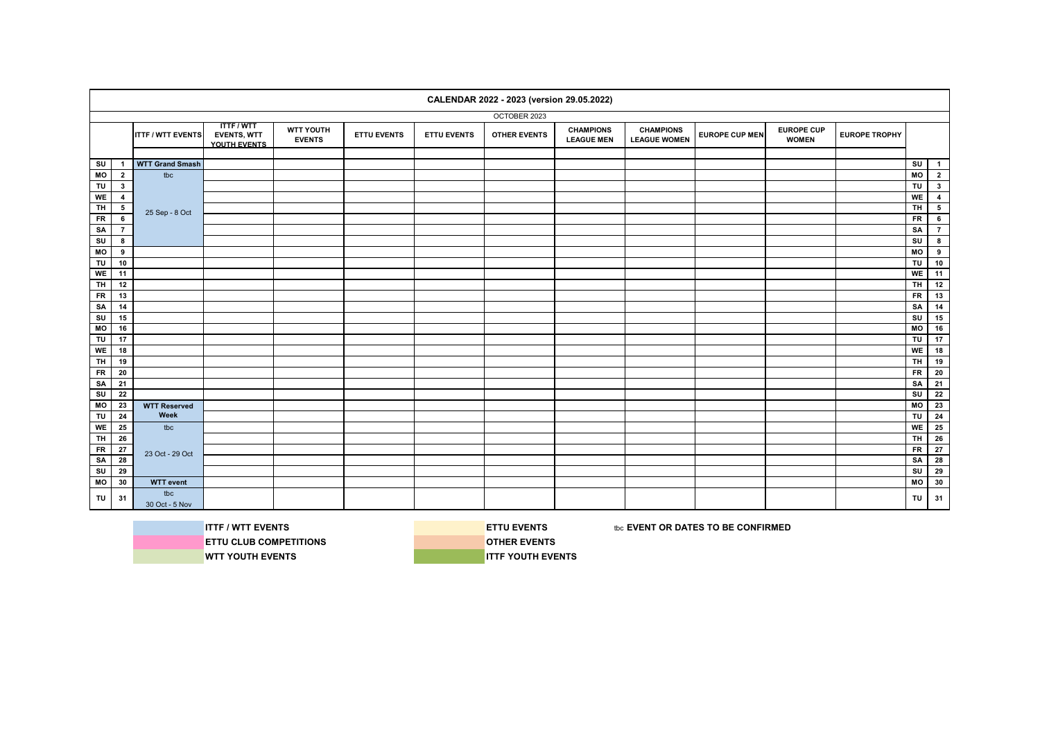# CALENDAR 2022 - 2023 (version 29.05.2022)

## OCTOBER 2023

| | | ITTF / WTT EVENTS | ITTF / WTT EVENTS, WTT YOUTH EVENTS | WTT YOUTH EVENTS | ETTU EVENTS | ETTU EVENTS | OTHER EVENTS | CHAMPIONS LEAGUE MEN | CHAMPIONS LEAGUE WOMEN | EUROPE CUP MEN | EUROPE CUP WOMEN | EUROPE TROPHY | | |
|---|---|---|---|---|---|---|---|---|---|---|---|---|---|---|
| SU | 1 | WTT Grand Smash | | | | | | | | | | | SU | 1 |
| MO | 2 | tbc | | | | | | | | | | | MO | 2 |
| TU | 3 | | | | | | | | | | | | TU | 3 |
| WE | 4 | | | | | | | | | | | | WE | 4 |
| TH | 5 | 25 Sep - 8 Oct | | | | | | | | | | | TH | 5 |
| FR | 6 | | | | | | | | | | | | FR | 6 |
| SA | 7 | | | | | | | | | | | | SA | 7 |
| SU | 8 | | | | | | | | | | | | SU | 8 |
| MO | 9 | | | | | | | | | | | | MO | 9 |
| TU | 10 | | | | | | | | | | | | TU | 10 |
| WE | 11 | | | | | | | | | | | | WE | 11 |
| TH | 12 | | | | | | | | | | | | TH | 12 |
| FR | 13 | | | | | | | | | | | | FR | 13 |
| SA | 14 | | | | | | | | | | | | SA | 14 |
| SU | 15 | | | | | | | | | | | | SU | 15 |
| MO | 16 | | | | | | | | | | | | MO | 16 |
| TU | 17 | | | | | | | | | | | | TU | 17 |
| WE | 18 | | | | | | | | | | | | WE | 18 |
| TH | 19 | | | | | | | | | | | | TH | 19 |
| FR | 20 | | | | | | | | | | | | FR | 20 |
| SA | 21 | | | | | | | | | | | | SA | 21 |
| SU | 22 | | | | | | | | | | | | SU | 22 |
| MO | 23 | WTT Reserved Week | | | | | | | | | | | MO | 23 |
| TU | 24 | | | | | | | | | | | | TU | 24 |
| WE | 25 | tbc | | | | | | | | | | | WE | 25 |
| TH | 26 | | | | | | | | | | | | TH | 26 |
| FR | 27 | 23 Oct - 29 Oct | | | | | | | | | | | FR | 27 |
| SA | 28 | | | | | | | | | | | | SA | 28 |
| SU | 29 | | | | | | | | | | | | SU | 29 |
| MO | 30 | WTT event | | | | | | | | | | | MO | 30 |
| TU | 31 | tbc 30 Oct - 5 Nov | | | | | | | | | | | TU | 31 |

**Legend:**

- ITTF / WTT EVENTS
- ETTU CLUB COMPETITIONS
- WTT YOUTH EVENTS
- ETTU EVENTS
- OTHER EVENTS
- ITTF YOUTH EVENTS
- tbc **EVENT OR DATES TO BE CONFIRMED**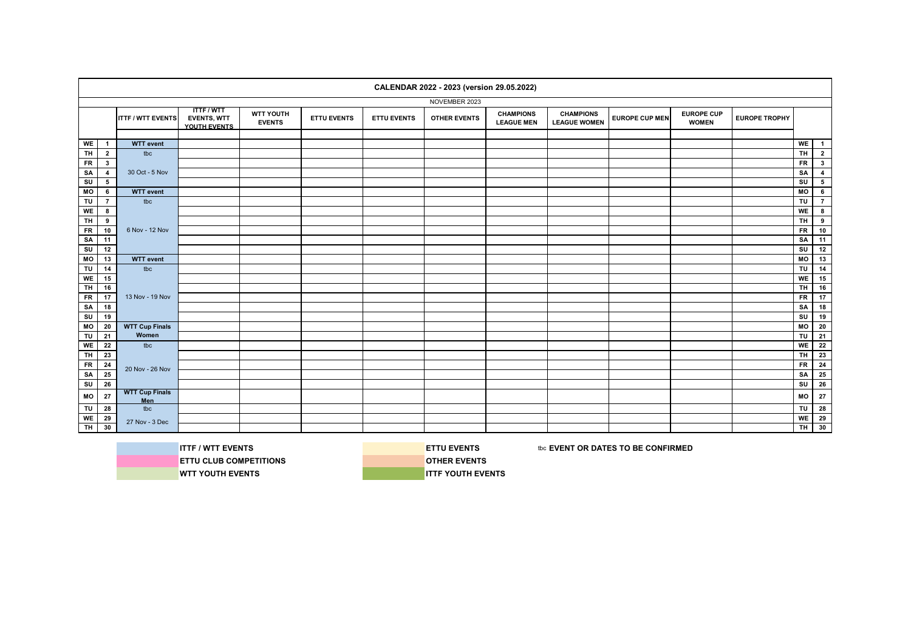# CALENDAR 2022 - 2023 (version 29.05.2022)

## NOVEMBER 2023

| | | ITTF / WTT EVENTS | ITTF / WTT EVENTS, WTT YOUTH EVENTS | WTT YOUTH EVENTS | ETTU EVENTS | ETTU EVENTS | OTHER EVENTS | CHAMPIONS LEAGUE MEN | CHAMPIONS LEAGUE WOMEN | EUROPE CUP MEN | EUROPE CUP WOMEN | EUROPE TROPHY | | |
|---|---|---|---|---|---|---|---|---|---|---|---|---|---|---|
| WE | 1 | WTT event | | | | | | | | | | | WE | 1 |
| TH | 2 | tbc | | | | | | | | | | | TH | 2 |
| FR | 3 | | | | | | | | | | | | FR | 3 |
| SA | 4 | 30 Oct - 5 Nov | | | | | | | | | | | SA | 4 |
| SU | 5 | | | | | | | | | | | | SU | 5 |
| MO | 6 | WTT event | | | | | | | | | | | MO | 6 |
| TU | 7 | tbc | | | | | | | | | | | TU | 7 |
| WE | 8 | | | | | | | | | | | | WE | 8 |
| TH | 9 | | | | | | | | | | | | TH | 9 |
| FR | 10 | 6 Nov - 12 Nov | | | | | | | | | | | FR | 10 |
| SA | 11 | | | | | | | | | | | | SA | 11 |
| SU | 12 | | | | | | | | | | | | SU | 12 |
| MO | 13 | WTT event | | | | | | | | | | | MO | 13 |
| TU | 14 | tbc | | | | | | | | | | | TU | 14 |
| WE | 15 | | | | | | | | | | | | WE | 15 |
| TH | 16 | | | | | | | | | | | | TH | 16 |
| FR | 17 | 13 Nov - 19 Nov | | | | | | | | | | | FR | 17 |
| SA | 18 | | | | | | | | | | | | SA | 18 |
| SU | 19 | | | | | | | | | | | | SU | 19 |
| MO | 20 | WTT Cup Finals | | | | | | | | | | | MO | 20 |
| TU | 21 | Women | | | | | | | | | | | TU | 21 |
| WE | 22 | tbc | | | | | | | | | | | WE | 22 |
| TH | 23 | | | | | | | | | | | | TH | 23 |
| FR | 24 | 20 Nov - 26 Nov | | | | | | | | | | | FR | 24 |
| SA | 25 | | | | | | | | | | | | SA | 25 |
| SU | 26 | | | | | | | | | | | | SU | 26 |
| MO | 27 | WTT Cup Finals Men | | | | | | | | | | | MO | 27 |
| TU | 28 | tbc | | | | | | | | | | | TU | 28 |
| WE | 29 | 27 Nov - 3 Dec | | | | | | | | | | | WE | 29 |
| TH | 30 | | | | | | | | | | | | TH | 30 |

**ITTF / WTT EVENTS**
**ETTU CLUB COMPETITIONS**
**WTT YOUTH EVENTS**
**ETTU EVENTS**
**OTHER EVENTS**
**ITTF YOUTH EVENTS**
tbc **EVENT OR DATES TO BE CONFIRMED**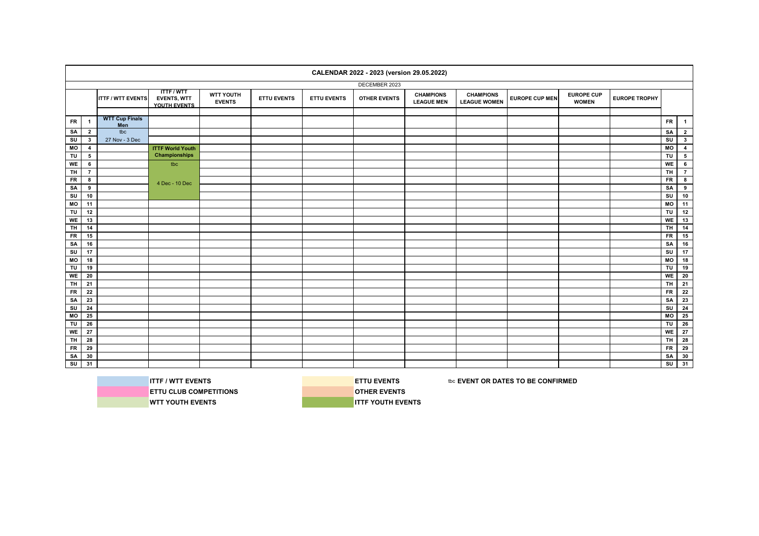# CALENDAR 2022 - 2023 (version 29.05.2022)

DECEMBER 2023

| | | ITTF / WTT EVENTS | ITTF / WTT EVENTS, WTT YOUTH EVENTS | WTT YOUTH EVENTS | ETTU EVENTS | ETTU EVENTS | OTHER EVENTS | CHAMPIONS LEAGUE MEN | CHAMPIONS LEAGUE WOMEN | EUROPE CUP MEN | EUROPE CUP WOMEN | EUROPE TROPHY | | |
|---|---|---|---|---|---|---|---|---|---|---|---|---|---|---|
| FR | 1 | WTT Cup Finals Men | | | | | | | | | | | FR | 1 |
| SA | 2 | tbc | | | | | | | | | | | SA | 2 |
| SU | 3 | 27 Nov - 3 Dec | | | | | | | | | | | SU | 3 |
| MO | 4 | | ITTF World Youth Championships | | | | | | | | | | MO | 4 |
| TU | 5 | | | | | | | | | | | | TU | 5 |
| WE | 6 | | tbc | | | | | | | | | | WE | 6 |
| TH | 7 | | | | | | | | | | | | TH | 7 |
| FR | 8 | | 4 Dec - 10 Dec | | | | | | | | | | FR | 8 |
| SA | 9 | | | | | | | | | | | | SA | 9 |
| SU | 10 | | | | | | | | | | | | SU | 10 |
| MO | 11 | | | | | | | | | | | | MO | 11 |
| TU | 12 | | | | | | | | | | | | TU | 12 |
| WE | 13 | | | | | | | | | | | | WE | 13 |
| TH | 14 | | | | | | | | | | | | TH | 14 |
| FR | 15 | | | | | | | | | | | | FR | 15 |
| SA | 16 | | | | | | | | | | | | SA | 16 |
| SU | 17 | | | | | | | | | | | | SU | 17 |
| MO | 18 | | | | | | | | | | | | MO | 18 |
| TU | 19 | | | | | | | | | | | | TU | 19 |
| WE | 20 | | | | | | | | | | | | WE | 20 |
| TH | 21 | | | | | | | | | | | | TH | 21 |
| FR | 22 | | | | | | | | | | | | FR | 22 |
| SA | 23 | | | | | | | | | | | | SA | 23 |
| SU | 24 | | | | | | | | | | | | SU | 24 |
| MO | 25 | | | | | | | | | | | | MO | 25 |
| TU | 26 | | | | | | | | | | | | TU | 26 |
| WE | 27 | | | | | | | | | | | | WE | 27 |
| TH | 28 | | | | | | | | | | | | TH | 28 |
| FR | 29 | | | | | | | | | | | | FR | 29 |
| SA | 30 | | | | | | | | | | | | SA | 30 |
| SU | 31 | | | | | | | | | | | | SU | 31 |

**ITTF / WTT EVENTS**
**ETTU CLUB COMPETITIONS**
**WTT YOUTH EVENTS**
**ETTU EVENTS**
**OTHER EVENTS**
**ITTF YOUTH EVENTS**

tbc **EVENT OR DATES TO BE CONFIRMED**